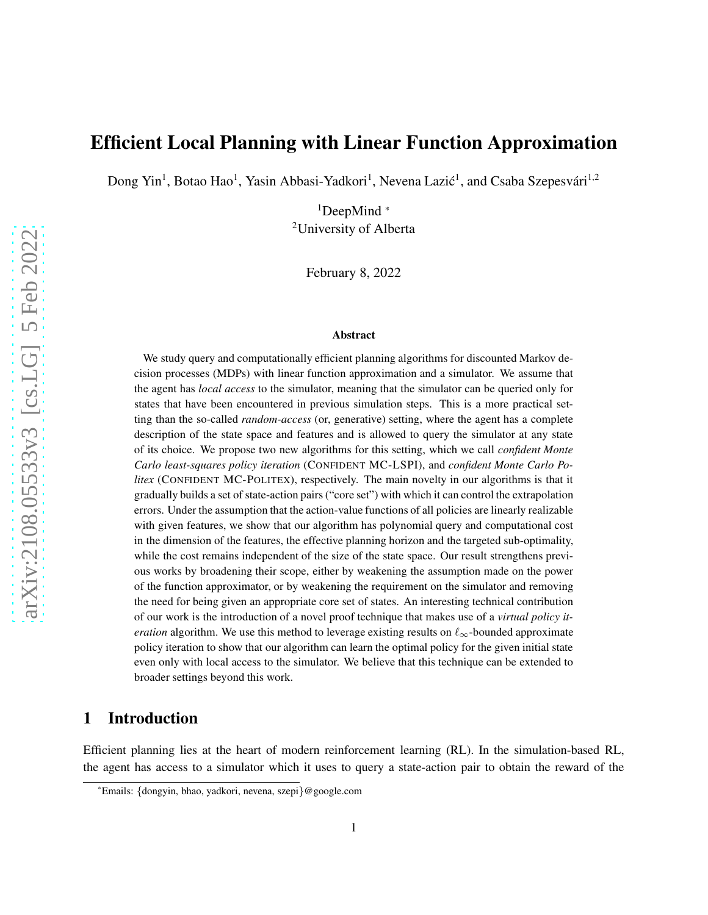# Efficient Local Planning with Linear Function Approximation

Dong Yin[1], Botao Hao[1], Yasin Abbasi-Yadkori[1], Nevena Lazić[1], and Csaba Szepesvári[1,2]

[1]DeepMind [*]
[2]University of Alberta

February 8, 2022

### Abstract

We study query and computationally efficient planning algorithms for discounted Markov decision processes (MDPs) with linear function approximation and a simulator. We assume that the agent has *local access* to the simulator, meaning that the simulator can be queried only for states that have been encountered in previous simulation steps. This is a more practical setting than the so-called *random-access* (or, generative) setting, where the agent has a complete description of the state space and features and is allowed to query the simulator at any state of its choice. We propose two new algorithms for this setting, which we call *confident Monte Carlo least-squares policy iteration* (CONFIDENT MC-LSPI), and *confident Monte Carlo Politex* (CONFIDENT MC-POLITEX), respectively. The main novelty in our algorithms is that it gradually builds a set of state-action pairs ("core set") with which it can control the extrapolation errors. Under the assumption that the action-value functions of all policies are linearly realizable with given features, we show that our algorithm has polynomial query and computational cost in the dimension of the features, the effective planning horizon and the targeted sub-optimality, while the cost remains independent of the size of the state space. Our result strengthens previous works by broadening their scope, either by weakening the assumption made on the power of the function approximator, or by weakening the requirement on the simulator and removing the need for being given an appropriate core set of states. An interesting technical contribution of our work is the introduction of a novel proof technique that makes use of a *virtual policy iteration* algorithm. We use this method to leverage existing results on $\ell_\infty$-bounded approximate policy iteration to show that our algorithm can learn the optimal policy for the given initial state even only with local access to the simulator. We believe that this technique can be extended to broader settings beyond this work.

## 1 Introduction

Efficient planning lies at the heart of modern reinforcement learning (RL). In the simulation-based RL, the agent has access to a simulator which it uses to query a state-action pair to obtain the reward of the

[*]Emails: {dongyin, bhao, yadkori, nevena, szepi}@google.com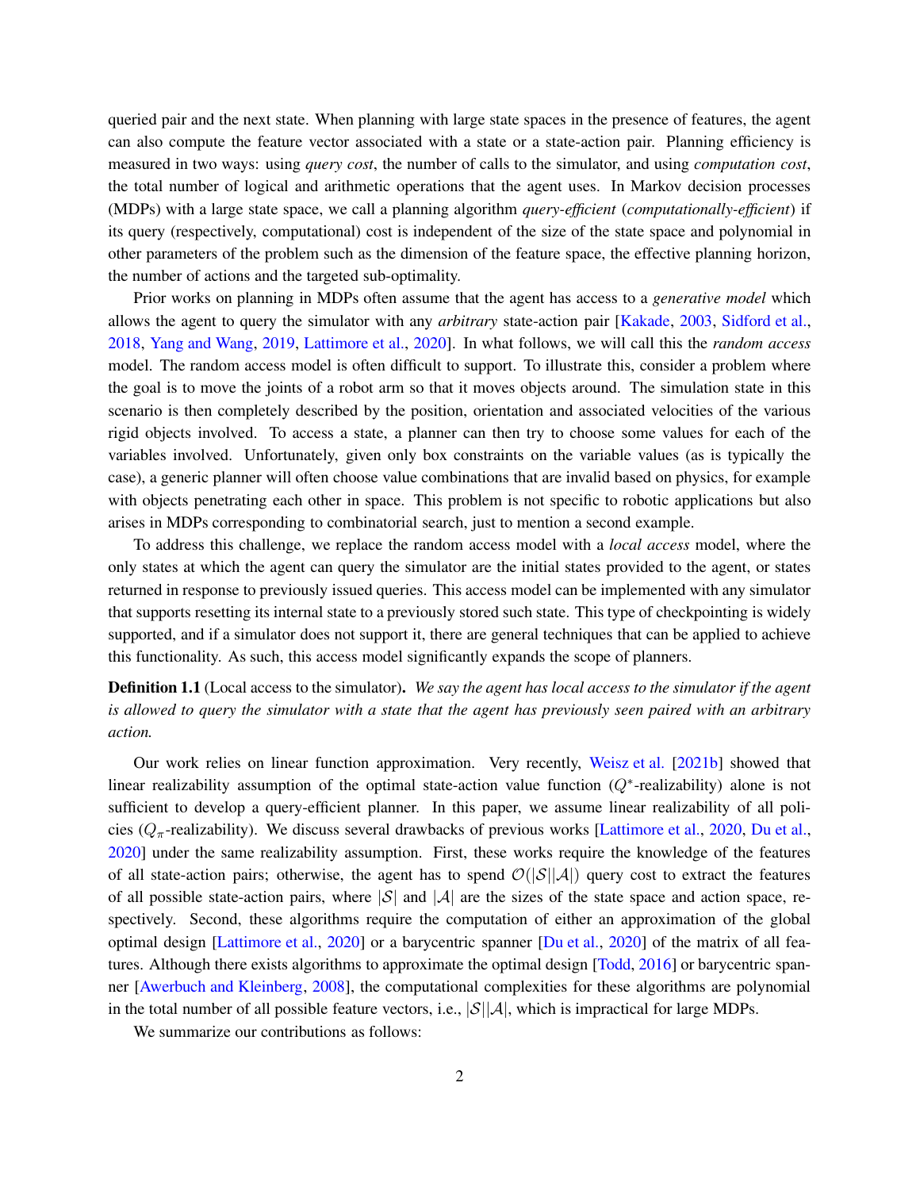queried pair and the next state. When planning with large state spaces in the presence of features, the agent can also compute the feature vector associated with a state or a state-action pair. Planning efficiency is measured in two ways: using *query cost*, the number of calls to the simulator, and using *computation cost*, the total number of logical and arithmetic operations that the agent uses. In Markov decision processes (MDPs) with a large state space, we call a planning algorithm *query-efficient* (*computationally-efficient*) if its query (respectively, computational) cost is independent of the size of the state space and polynomial in other parameters of the problem such as the dimension of the feature space, the effective planning horizon, the number of actions and the targeted sub-optimality.

Prior works on planning in MDPs often assume that the agent has access to a *generative model* which allows the agent to query the simulator with any *arbitrary* state-action pair [Kakade, 2003, Sidford et al., 2018, Yang and Wang, 2019, Lattimore et al., 2020]. In what follows, we will call this the *random access* model. The random access model is often difficult to support. To illustrate this, consider a problem where the goal is to move the joints of a robot arm so that it moves objects around. The simulation state in this scenario is then completely described by the position, orientation and associated velocities of the various rigid objects involved. To access a state, a planner can then try to choose some values for each of the variables involved. Unfortunately, given only box constraints on the variable values (as is typically the case), a generic planner will often choose value combinations that are invalid based on physics, for example with objects penetrating each other in space. This problem is not specific to robotic applications but also arises in MDPs corresponding to combinatorial search, just to mention a second example.

To address this challenge, we replace the random access model with a *local access* model, where the only states at which the agent can query the simulator are the initial states provided to the agent, or states returned in response to previously issued queries. This access model can be implemented with any simulator that supports resetting its internal state to a previously stored such state. This type of checkpointing is widely supported, and if a simulator does not support it, there are general techniques that can be applied to achieve this functionality. As such, this access model significantly expands the scope of planners.

**Definition 1.1** (Local access to the simulator)**.** *We say the agent has local access to the simulator if the agent is allowed to query the simulator with a state that the agent has previously seen paired with an arbitrary action.*

Our work relies on linear function approximation. Very recently, Weisz et al. [2021b] showed that linear realizability assumption of the optimal state-action value function ($Q^*$-realizability) alone is not sufficient to develop a query-efficient planner. In this paper, we assume linear realizability of all policies ($Q_\pi$-realizability). We discuss several drawbacks of previous works [Lattimore et al., 2020, Du et al., 2020] under the same realizability assumption. First, these works require the knowledge of the features of all state-action pairs; otherwise, the agent has to spend $\mathcal{O}(|\mathcal{S}||\mathcal{A}|)$ query cost to extract the features of all possible state-action pairs, where $|\mathcal{S}|$ and $|\mathcal{A}|$ are the sizes of the state space and action space, respectively. Second, these algorithms require the computation of either an approximation of the global optimal design [Lattimore et al., 2020] or a barycentric spanner [Du et al., 2020] of the matrix of all features. Although there exists algorithms to approximate the optimal design [Todd, 2016] or barycentric spanner [Awerbuch and Kleinberg, 2008], the computational complexities for these algorithms are polynomial in the total number of all possible feature vectors, i.e., $|\mathcal{S}||\mathcal{A}|$, which is impractical for large MDPs.

We summarize our contributions as follows: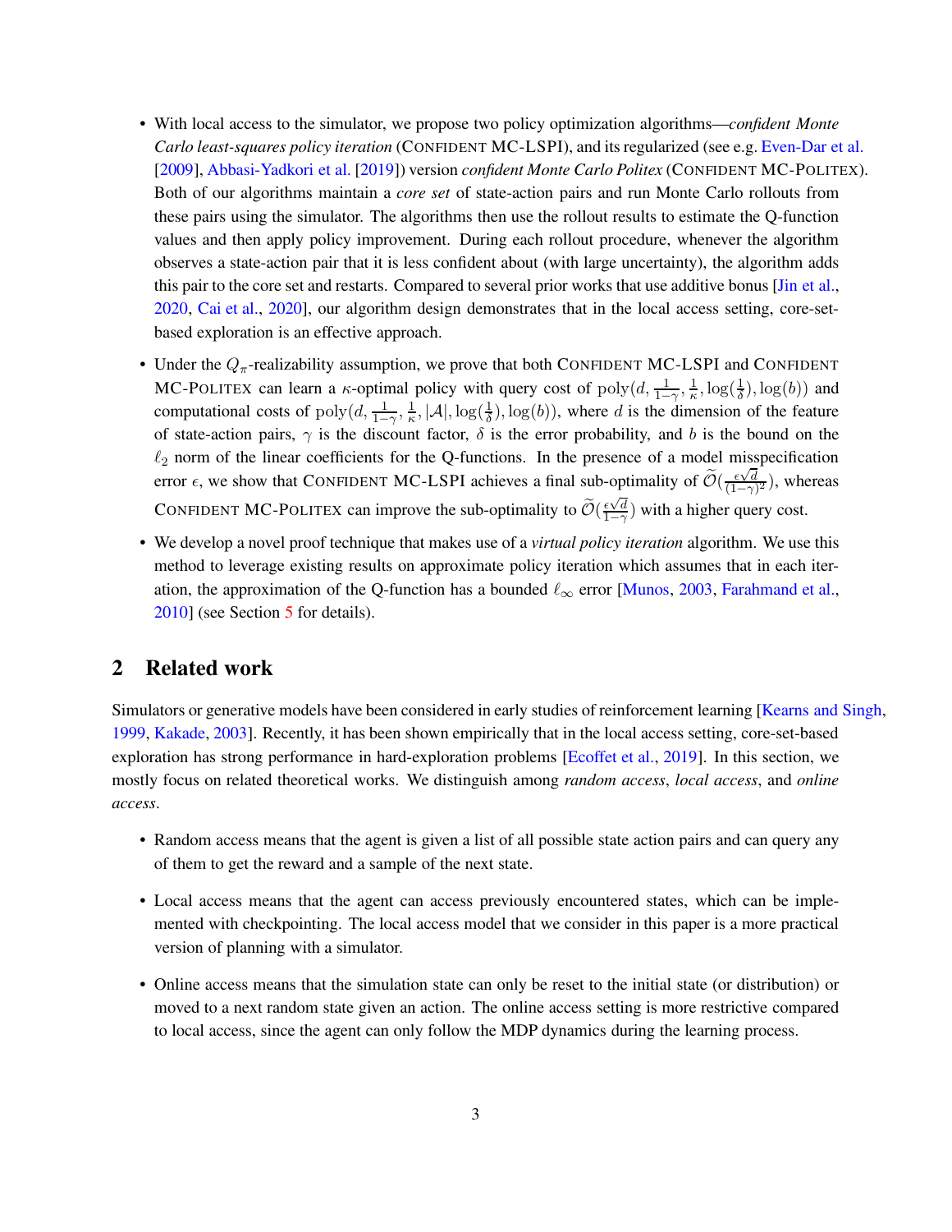- With local access to the simulator, we propose two policy optimization algorithms—*confident Monte Carlo least-squares policy iteration* (CONFIDENT MC-LSPI), and its regularized (see e.g. Even-Dar et al. [2009], Abbasi-Yadkori et al. [2019]) version *confident Monte Carlo Politex* (CONFIDENT MC-POLITEX). Both of our algorithms maintain a *core set* of state-action pairs and run Monte Carlo rollouts from these pairs using the simulator. The algorithms then use the rollout results to estimate the Q-function values and then apply policy improvement. During each rollout procedure, whenever the algorithm observes a state-action pair that it is less confident about (with large uncertainty), the algorithm adds this pair to the core set and restarts. Compared to several prior works that use additive bonus [Jin et al., 2020, Cai et al., 2020], our algorithm design demonstrates that in the local access setting, core-set-based exploration is an effective approach.
- Under the $Q_\pi$-realizability assumption, we prove that both CONFIDENT MC-LSPI and CONFIDENT MC-POLITEX can learn a $\kappa$-optimal policy with query cost of $\text{poly}(d, \frac{1}{1-\gamma}, \frac{1}{\kappa}, \log(\frac{1}{\delta}), \log(b))$ and computational costs of $\text{poly}(d, \frac{1}{1-\gamma}, \frac{1}{\kappa}, |\mathcal{A}|, \log(\frac{1}{\delta}), \log(b))$, where $d$ is the dimension of the feature of state-action pairs, $\gamma$ is the discount factor, $\delta$ is the error probability, and $b$ is the bound on the $\ell_2$ norm of the linear coefficients for the Q-functions. In the presence of a model misspecification error $\epsilon$, we show that CONFIDENT MC-LSPI achieves a final sub-optimality of $\widetilde{\mathcal{O}}(\frac{\epsilon\sqrt{d}}{(1-\gamma)^2})$, whereas CONFIDENT MC-POLITEX can improve the sub-optimality to $\widetilde{\mathcal{O}}(\frac{\epsilon\sqrt{d}}{1-\gamma})$ with a higher query cost.
- We develop a novel proof technique that makes use of a *virtual policy iteration* algorithm. We use this method to leverage existing results on approximate policy iteration which assumes that in each iteration, the approximation of the Q-function has a bounded $\ell_\infty$ error [Munos, 2003, Farahmand et al., 2010] (see Section 5 for details).

## 2 Related work

Simulators or generative models have been considered in early studies of reinforcement learning [Kearns and Singh, 1999, Kakade, 2003]. Recently, it has been shown empirically that in the local access setting, core-set-based exploration has strong performance in hard-exploration problems [Ecoffet et al., 2019]. In this section, we mostly focus on related theoretical works. We distinguish among *random access*, *local access*, and *online access*.

- Random access means that the agent is given a list of all possible state action pairs and can query any of them to get the reward and a sample of the next state.
- Local access means that the agent can access previously encountered states, which can be implemented with checkpointing. The local access model that we consider in this paper is a more practical version of planning with a simulator.
- Online access means that the simulation state can only be reset to the initial state (or distribution) or moved to a next random state given an action. The online access setting is more restrictive compared to local access, since the agent can only follow the MDP dynamics during the learning process.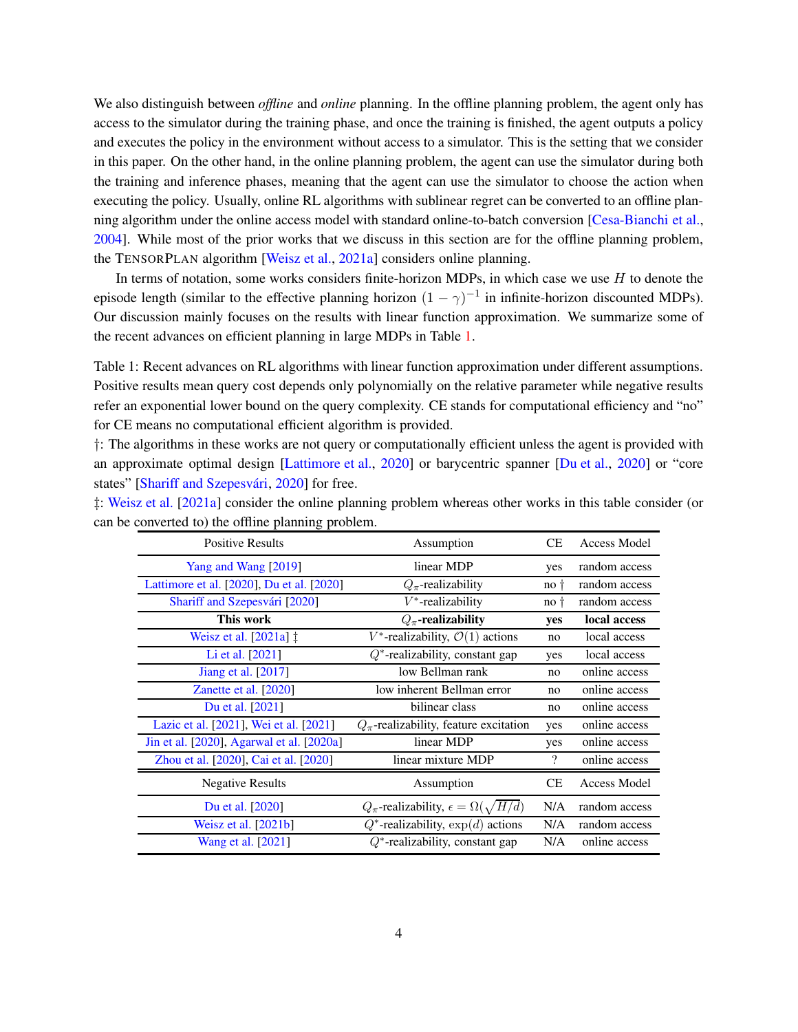We also distinguish between *offline* and *online* planning. In the offline planning problem, the agent only has access to the simulator during the training phase, and once the training is finished, the agent outputs a policy and executes the policy in the environment without access to a simulator. This is the setting that we consider in this paper. On the other hand, in the online planning problem, the agent can use the simulator during both the training and inference phases, meaning that the agent can use the simulator to choose the action when executing the policy. Usually, online RL algorithms with sublinear regret can be converted to an offline planning algorithm under the online access model with standard online-to-batch conversion [Cesa-Bianchi et al., 2004]. While most of the prior works that we discuss in this section are for the offline planning problem, the TensorPlan algorithm [Weisz et al., 2021a] considers online planning.

In terms of notation, some works considers finite-horizon MDPs, in which case we use $H$ to denote the episode length (similar to the effective planning horizon $(1-\gamma)^{-1}$ in infinite-horizon discounted MDPs). Our discussion mainly focuses on the results with linear function approximation. We summarize some of the recent advances on efficient planning in large MDPs in Table 1.

Table 1: Recent advances on RL algorithms with linear function approximation under different assumptions. Positive results mean query cost depends only polynomially on the relative parameter while negative results refer an exponential lower bound on the query complexity. CE stands for computational efficiency and "no" for CE means no computational efficient algorithm is provided.

†: The algorithms in these works are not query or computationally efficient unless the agent is provided with an approximate optimal design [Lattimore et al., 2020] or barycentric spanner [Du et al., 2020] or "core states" [Shariff and Szepesvári, 2020] for free.

‡: Weisz et al. [2021a] consider the online planning problem whereas other works in this table consider (or can be converted to) the offline planning problem.

| Positive Results | Assumption | CE | Access Model |
|---|---|---|---|
| Yang and Wang [2019] | linear MDP | yes | random access |
| Lattimore et al. [2020], Du et al. [2020] | $Q_\pi$-realizability | no † | random access |
| Shariff and Szepesvári [2020] | $V^*$-realizability | no † | random access |
| **This work** | $Q_\pi$**-realizability** | **yes** | **local access** |
| Weisz et al. [2021a] ‡ | $V^*$-realizability, $\mathcal{O}(1)$ actions | no | local access |
| Li et al. [2021] | $Q^*$-realizability, constant gap | yes | local access |
| Jiang et al. [2017] | low Bellman rank | no | online access |
| Zanette et al. [2020] | low inherent Bellman error | no | online access |
| Du et al. [2021] | bilinear class | no | online access |
| Lazic et al. [2021], Wei et al. [2021] | $Q_\pi$-realizability, feature excitation | yes | online access |
| Jin et al. [2020], Agarwal et al. [2020a] | linear MDP | yes | online access |
| Zhou et al. [2020], Cai et al. [2020] | linear mixture MDP | ? | online access |
| **Negative Results** | **Assumption** | **CE** | **Access Model** |
| Du et al. [2020] | $Q_\pi$-realizability, $\epsilon = \Omega(\sqrt{H/d})$ | N/A | random access |
| Weisz et al. [2021b] | $Q^*$-realizability, $\exp(d)$ actions | N/A | random access |
| Wang et al. [2021] | $Q^*$-realizability, constant gap | N/A | online access |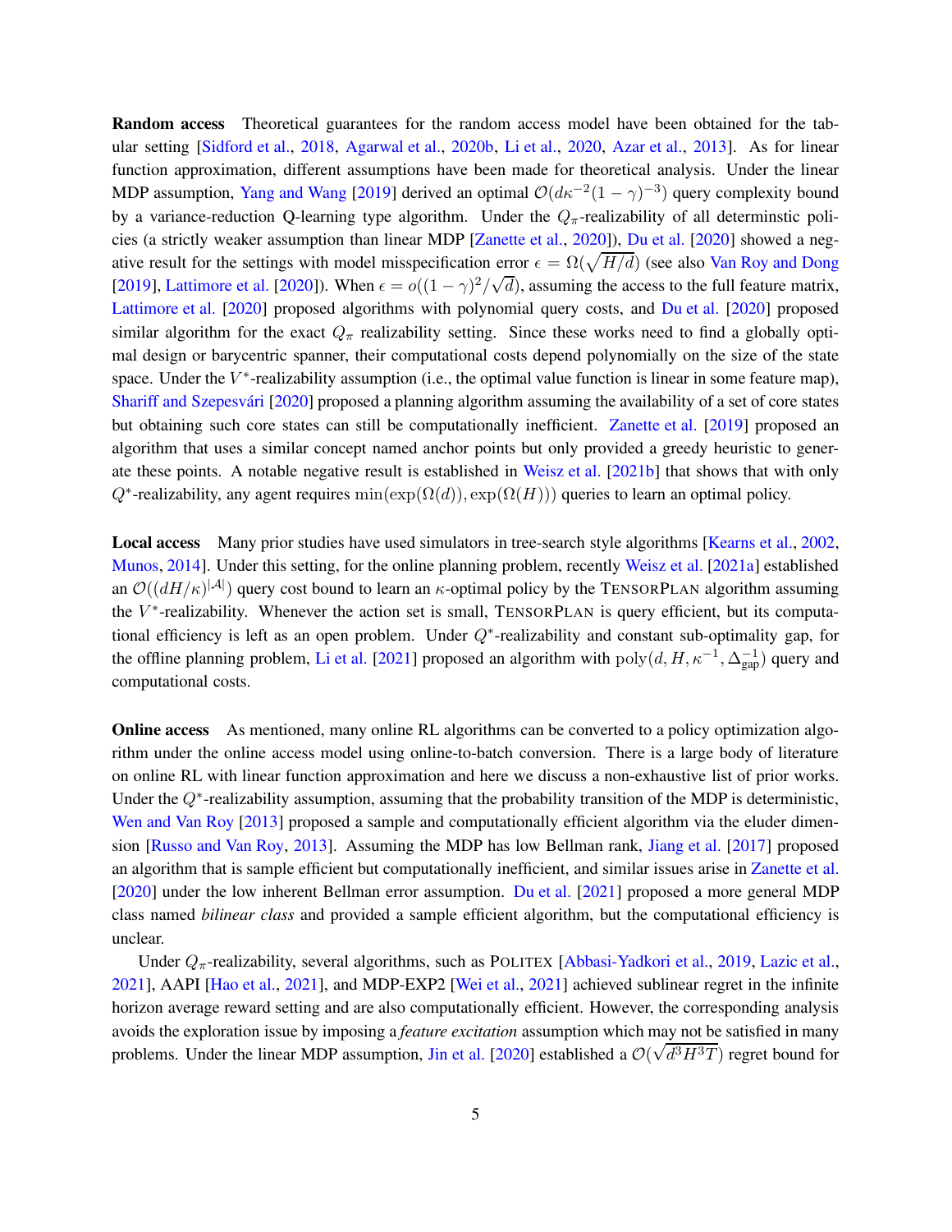**Random access** Theoretical guarantees for the random access model have been obtained for the tabular setting [Sidford et al., 2018, Agarwal et al., 2020b, Li et al., 2020, Azar et al., 2013]. As for linear function approximation, different assumptions have been made for theoretical analysis. Under the linear MDP assumption, Yang and Wang [2019] derived an optimal $\mathcal{O}(d\kappa^{-2}(1-\gamma)^{-3})$ query complexity bound by a variance-reduction Q-learning type algorithm. Under the $Q_\pi$-realizability of all determinstic policies (a strictly weaker assumption than linear MDP [Zanette et al., 2020]), Du et al. [2020] showed a negative result for the settings with model misspecification error $\epsilon = \Omega(\sqrt{H/d})$ (see also Van Roy and Dong [2019], Lattimore et al. [2020]). When $\epsilon = o((1-\gamma)^2/\sqrt{d})$, assuming the access to the full feature matrix, Lattimore et al. [2020] proposed algorithms with polynomial query costs, and Du et al. [2020] proposed similar algorithm for the exact $Q_\pi$ realizability setting. Since these works need to find a globally optimal design or barycentric spanner, their computational costs depend polynomially on the size of the state space. Under the $V^*$-realizability assumption (i.e., the optimal value function is linear in some feature map), Shariff and Szepesvári [2020] proposed a planning algorithm assuming the availability of a set of core states but obtaining such core states can still be computationally inefficient. Zanette et al. [2019] proposed an algorithm that uses a similar concept named anchor points but only provided a greedy heuristic to generate these points. A notable negative result is established in Weisz et al. [2021b] that shows that with only $Q^*$-realizability, any agent requires $\min(\exp(\Omega(d)), \exp(\Omega(H)))$ queries to learn an optimal policy.

**Local access** Many prior studies have used simulators in tree-search style algorithms [Kearns et al., 2002, Munos, 2014]. Under this setting, for the online planning problem, recently Weisz et al. [2021a] established an $\mathcal{O}((dH/\kappa)^{|\mathcal{A}|})$ query cost bound to learn an $\kappa$-optimal policy by the TensorPlan algorithm assuming the $V^*$-realizability. Whenever the action set is small, TensorPlan is query efficient, but its computational efficiency is left as an open problem. Under $Q^*$-realizability and constant sub-optimality gap, for the offline planning problem, Li et al. [2021] proposed an algorithm with $\text{poly}(d, H, \kappa^{-1}, \Delta_{\text{gap}}^{-1})$ query and computational costs.

**Online access** As mentioned, many online RL algorithms can be converted to a policy optimization algorithm under the online access model using online-to-batch conversion. There is a large body of literature on online RL with linear function approximation and here we discuss a non-exhaustive list of prior works. Under the $Q^*$-realizability assumption, assuming that the probability transition of the MDP is deterministic, Wen and Van Roy [2013] proposed a sample and computationally efficient algorithm via the eluder dimension [Russo and Van Roy, 2013]. Assuming the MDP has low Bellman rank, Jiang et al. [2017] proposed an algorithm that is sample efficient but computationally inefficient, and similar issues arise in Zanette et al. [2020] under the low inherent Bellman error assumption. Du et al. [2021] proposed a more general MDP class named *bilinear class* and provided a sample efficient algorithm, but the computational efficiency is unclear.

Under $Q_\pi$-realizability, several algorithms, such as Politex [Abbasi-Yadkori et al., 2019, Lazic et al., 2021], AAPI [Hao et al., 2021], and MDP-EXP2 [Wei et al., 2021] achieved sublinear regret in the infinite horizon average reward setting and are also computationally efficient. However, the corresponding analysis avoids the exploration issue by imposing a *feature excitation* assumption which may not be satisfied in many problems. Under the linear MDP assumption, Jin et al. [2020] established a $\mathcal{O}(\sqrt{d^3H^3T})$ regret bound for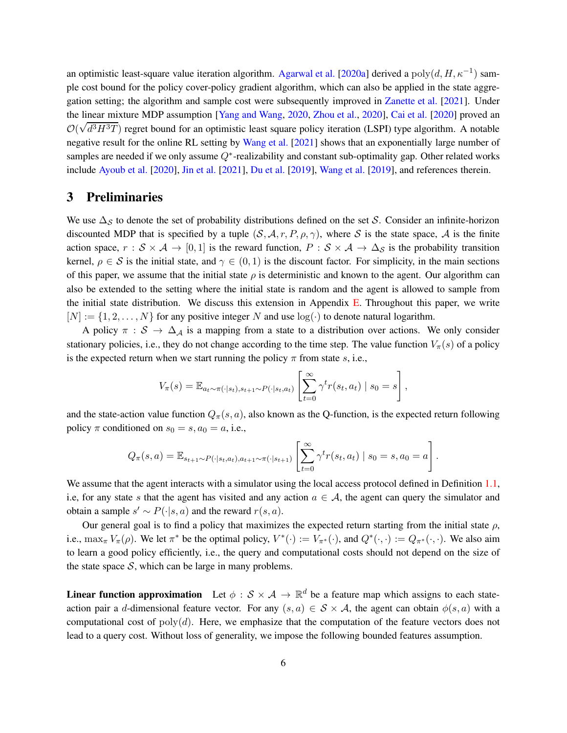an optimistic least-square value iteration algorithm. Agarwal et al. [2020a] derived a $\text{poly}(d, H, \kappa^{-1})$ sample cost bound for the policy cover-policy gradient algorithm, which can also be applied in the state aggregation setting; the algorithm and sample cost were subsequently improved in Zanette et al. [2021]. Under the linear mixture MDP assumption [Yang and Wang, 2020, Zhou et al., 2020], Cai et al. [2020] proved an $\mathcal{O}(\sqrt{d^3 H^3 T})$ regret bound for an optimistic least square policy iteration (LSPI) type algorithm. A notable negative result for the online RL setting by Wang et al. [2021] shows that an exponentially large number of samples are needed if we only assume $Q^*$-realizability and constant sub-optimality gap. Other related works include Ayoub et al. [2020], Jin et al. [2021], Du et al. [2019], Wang et al. [2019], and references therein.

## 3 Preliminaries

We use $\Delta_{\mathcal{S}}$ to denote the set of probability distributions defined on the set $\mathcal{S}$. Consider an infinite-horizon discounted MDP that is specified by a tuple $(\mathcal{S}, \mathcal{A}, r, P, \rho, \gamma)$, where $\mathcal{S}$ is the state space, $\mathcal{A}$ is the finite action space, $r : \mathcal{S} \times \mathcal{A} \to [0, 1]$ is the reward function, $P : \mathcal{S} \times \mathcal{A} \to \Delta_{\mathcal{S}}$ is the probability transition kernel, $\rho \in \mathcal{S}$ is the initial state, and $\gamma \in (0, 1)$ is the discount factor. For simplicity, in the main sections of this paper, we assume that the initial state $\rho$ is deterministic and known to the agent. Our algorithm can also be extended to the setting where the initial state is random and the agent is allowed to sample from the initial state distribution. We discuss this extension in Appendix E. Throughout this paper, we write $[N] := \{1, 2, \ldots, N\}$ for any positive integer $N$ and use $\log(\cdot)$ to denote natural logarithm.

A policy $\pi : \mathcal{S} \to \Delta_{\mathcal{A}}$ is a mapping from a state to a distribution over actions. We only consider stationary policies, i.e., they do not change according to the time step. The value function $V_\pi(s)$ of a policy is the expected return when we start running the policy $\pi$ from state $s$, i.e.,

$$V_\pi(s) = \mathbb{E}_{a_t \sim \pi(\cdot|s_t), s_{t+1} \sim P(\cdot|s_t, a_t)} \left[ \sum_{t=0}^{\infty} \gamma^t r(s_t, a_t) \mid s_0 = s \right],$$

and the state-action value function $Q_\pi(s, a)$, also known as the Q-function, is the expected return following policy $\pi$ conditioned on $s_0 = s, a_0 = a$, i.e.,

$$Q_\pi(s, a) = \mathbb{E}_{s_{t+1} \sim P(\cdot|s_t, a_t), a_{t+1} \sim \pi(\cdot|s_{t+1})} \left[ \sum_{t=0}^{\infty} \gamma^t r(s_t, a_t) \mid s_0 = s, a_0 = a \right].$$

We assume that the agent interacts with a simulator using the local access protocol defined in Definition 1.1, i.e, for any state $s$ that the agent has visited and any action $a \in \mathcal{A}$, the agent can query the simulator and obtain a sample $s' \sim P(\cdot|s, a)$ and the reward $r(s, a)$.

Our general goal is to find a policy that maximizes the expected return starting from the initial state $\rho$, i.e., $\max_\pi V_\pi(\rho)$. We let $\pi^*$ be the optimal policy, $V^*(\cdot) := V_{\pi^*}(\cdot)$, and $Q^*(\cdot, \cdot) := Q_{\pi^*}(\cdot, \cdot)$. We also aim to learn a good policy efficiently, i.e., the query and computational costs should not depend on the size of the state space $\mathcal{S}$, which can be large in many problems.

**Linear function approximation** Let $\phi : \mathcal{S} \times \mathcal{A} \to \mathbb{R}^d$ be a feature map which assigns to each state-action pair a $d$-dimensional feature vector. For any $(s, a) \in \mathcal{S} \times \mathcal{A}$, the agent can obtain $\phi(s, a)$ with a computational cost of $\text{poly}(d)$. Here, we emphasize that the computation of the feature vectors does not lead to a query cost. Without loss of generality, we impose the following bounded features assumption.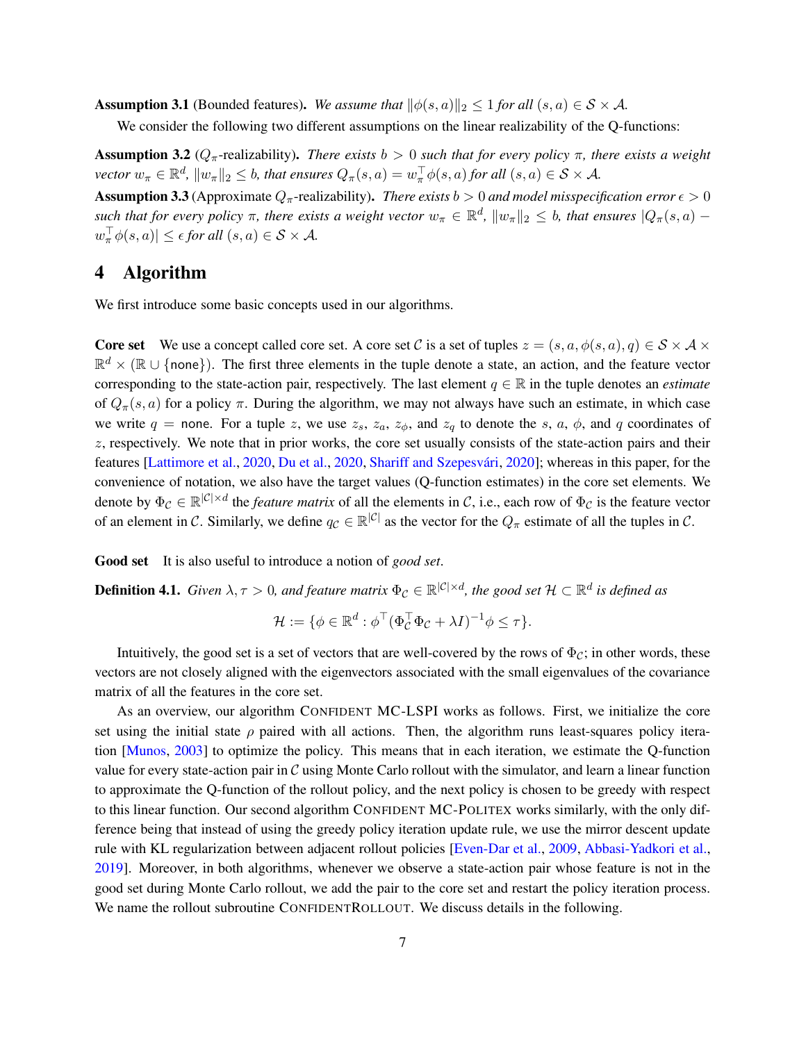**Assumption 3.1** (Bounded features)**.** *We assume that $\|\phi(s,a)\|_2 \le 1$ for all $(s,a) \in \mathcal{S} \times \mathcal{A}$.*

We consider the following two different assumptions on the linear realizability of the Q-functions:

**Assumption 3.2** ($Q_\pi$-realizability)**.** *There exists $b > 0$ such that for every policy $\pi$, there exists a weight vector $w_\pi \in \mathbb{R}^d$, $\|w_\pi\|_2 \le b$, that ensures $Q_\pi(s,a) = w_\pi^\top \phi(s,a)$ for all $(s,a) \in \mathcal{S} \times \mathcal{A}$.*

**Assumption 3.3** (Approximate $Q_\pi$-realizability)**.** *There exists $b > 0$ and model misspecification error $\epsilon > 0$ such that for every policy $\pi$, there exists a weight vector $w_\pi \in \mathbb{R}^d$, $\|w_\pi\|_2 \le b$, that ensures $|Q_\pi(s,a) - w_\pi^\top \phi(s,a)| \le \epsilon$ for all $(s,a) \in \mathcal{S} \times \mathcal{A}$.*

# 4 Algorithm

We first introduce some basic concepts used in our algorithms.

**Core set** We use a concept called core set. A core set $\mathcal{C}$ is a set of tuples $z = (s, a, \phi(s,a), q) \in \mathcal{S} \times \mathcal{A} \times \mathbb{R}^d \times (\mathbb{R} \cup \{\mathsf{none}\})$. The first three elements in the tuple denote a state, an action, and the feature vector corresponding to the state-action pair, respectively. The last element $q \in \mathbb{R}$ in the tuple denotes an *estimate* of $Q_\pi(s,a)$ for a policy $\pi$. During the algorithm, we may not always have such an estimate, in which case we write $q = \mathsf{none}$. For a tuple $z$, we use $z_s$, $z_a$, $z_\phi$, and $z_q$ to denote the $s$, $a$, $\phi$, and $q$ coordinates of $z$, respectively. We note that in prior works, the core set usually consists of the state-action pairs and their features [Lattimore et al., 2020, Du et al., 2020, Shariff and Szepesvári, 2020]; whereas in this paper, for the convenience of notation, we also have the target values (Q-function estimates) in the core set elements. We denote by $\Phi_{\mathcal{C}} \in \mathbb{R}^{|\mathcal{C}| \times d}$ the *feature matrix* of all the elements in $\mathcal{C}$, i.e., each row of $\Phi_{\mathcal{C}}$ is the feature vector of an element in $\mathcal{C}$. Similarly, we define $q_{\mathcal{C}} \in \mathbb{R}^{|\mathcal{C}|}$ as the vector for the $Q_\pi$ estimate of all the tuples in $\mathcal{C}$.

**Good set** It is also useful to introduce a notion of *good set*.

**Definition 4.1.** *Given $\lambda, \tau > 0$, and feature matrix $\Phi_{\mathcal{C}} \in \mathbb{R}^{|\mathcal{C}| \times d}$, the good set $\mathcal{H} \subset \mathbb{R}^d$ is defined as*

$$\mathcal{H} := \{\phi \in \mathbb{R}^d : \phi^\top (\Phi_{\mathcal{C}}^\top \Phi_{\mathcal{C}} + \lambda I)^{-1} \phi \le \tau\}.$$

Intuitively, the good set is a set of vectors that are well-covered by the rows of $\Phi_{\mathcal{C}}$; in other words, these vectors are not closely aligned with the eigenvectors associated with the small eigenvalues of the covariance matrix of all the features in the core set.

As an overview, our algorithm CONFIDENT MC-LSPI works as follows. First, we initialize the core set using the initial state $\rho$ paired with all actions. Then, the algorithm runs least-squares policy iteration [Munos, 2003] to optimize the policy. This means that in each iteration, we estimate the Q-function value for every state-action pair in $\mathcal{C}$ using Monte Carlo rollout with the simulator, and learn a linear function to approximate the Q-function of the rollout policy, and the next policy is chosen to be greedy with respect to this linear function. Our second algorithm CONFIDENT MC-POLITEX works similarly, with the only difference being that instead of using the greedy policy iteration update rule, we use the mirror descent update rule with KL regularization between adjacent rollout policies [Even-Dar et al., 2009, Abbasi-Yadkori et al., 2019]. Moreover, in both algorithms, whenever we observe a state-action pair whose feature is not in the good set during Monte Carlo rollout, we add the pair to the core set and restart the policy iteration process. We name the rollout subroutine CONFIDENTROLLOUT. We discuss details in the following.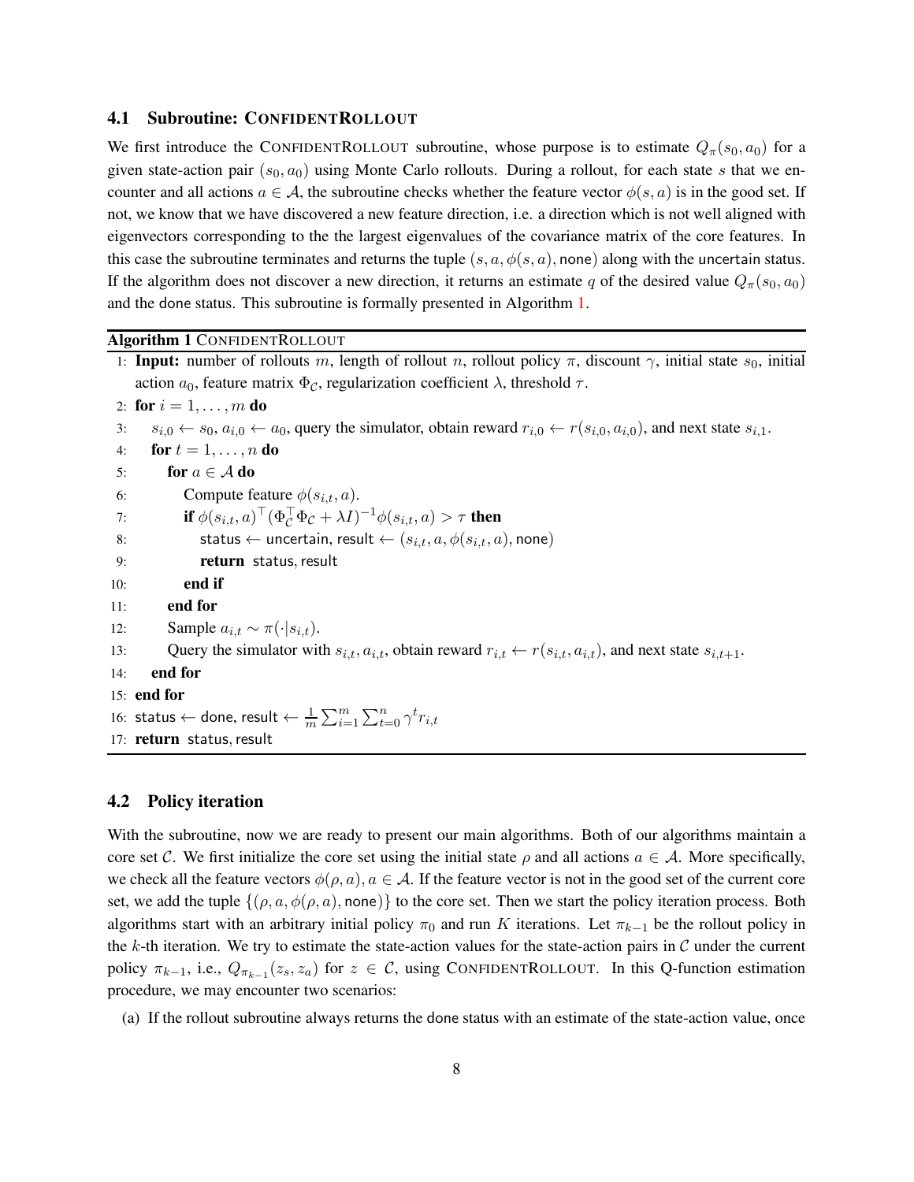### 4.1 Subroutine: ConfidentRollout

We first introduce the ConfidentRollout subroutine, whose purpose is to estimate $Q_\pi(s_0, a_0)$ for a given state-action pair $(s_0, a_0)$ using Monte Carlo rollouts. During a rollout, for each state $s$ that we encounter and all actions $a \in \mathcal{A}$, the subroutine checks whether the feature vector $\phi(s, a)$ is in the good set. If not, we know that we have discovered a new feature direction, i.e. a direction which is not well aligned with eigenvectors corresponding to the the largest eigenvalues of the covariance matrix of the core features. In this case the subroutine terminates and returns the tuple $(s, a, \phi(s, a), \mathsf{none})$ along with the uncertain status. If the algorithm does not discover a new direction, it returns an estimate $q$ of the desired value $Q_\pi(s_0, a_0)$ and the done status. This subroutine is formally presented in Algorithm 1.

---

**Algorithm 1** ConfidentRollout

```
1: Input: number of rollouts m, length of rollout n, rollout policy π, discount γ, initial state s_0, initial
   action a_0, feature matrix Φ_C, regularization coefficient λ, threshold τ.
2: for i = 1, ..., m do
3:     s_{i,0} ← s_0, a_{i,0} ← a_0, query the simulator, obtain reward r_{i,0} ← r(s_{i,0}, a_{i,0}), and next state s_{i,1}.
4:     for t = 1, ..., n do
5:         for a ∈ A do
6:             Compute feature φ(s_{i,t}, a).
7:             if φ(s_{i,t}, a)^⊤ (Φ_C^⊤ Φ_C + λI)^{-1} φ(s_{i,t}, a) > τ then
8:                 status ← uncertain, result ← (s_{i,t}, a, φ(s_{i,t}, a), none)
9:                 return status, result
10:            end if
11:        end for
12:        Sample a_{i,t} ~ π(·|s_{i,t}).
13:        Query the simulator with s_{i,t}, a_{i,t}, obtain reward r_{i,t} ← r(s_{i,t}, a_{i,t}), and next state s_{i,t+1}.
14:    end for
15: end for
16: status ← done, result ← (1/m) Σ_{i=1}^{m} Σ_{t=0}^{n} γ^t r_{i,t}
17: return status, result
```

---

### 4.2 Policy iteration

With the subroutine, now we are ready to present our main algorithms. Both of our algorithms maintain a core set $\mathcal{C}$. We first initialize the core set using the initial state $\rho$ and all actions $a \in \mathcal{A}$. More specifically, we check all the feature vectors $\phi(\rho, a), a \in \mathcal{A}$. If the feature vector is not in the good set of the current core set, we add the tuple $\{(\rho, a, \phi(\rho, a), \mathsf{none})\}$ to the core set. Then we start the policy iteration process. Both algorithms start with an arbitrary initial policy $\pi_0$ and run $K$ iterations. Let $\pi_{k-1}$ be the rollout policy in the $k$-th iteration. We try to estimate the state-action values for the state-action pairs in $\mathcal{C}$ under the current policy $\pi_{k-1}$, i.e., $Q_{\pi_{k-1}}(z_s, z_a)$ for $z \in \mathcal{C}$, using ConfidentRollout. In this Q-function estimation procedure, we may encounter two scenarios:

(a) If the rollout subroutine always returns the done status with an estimate of the state-action value, once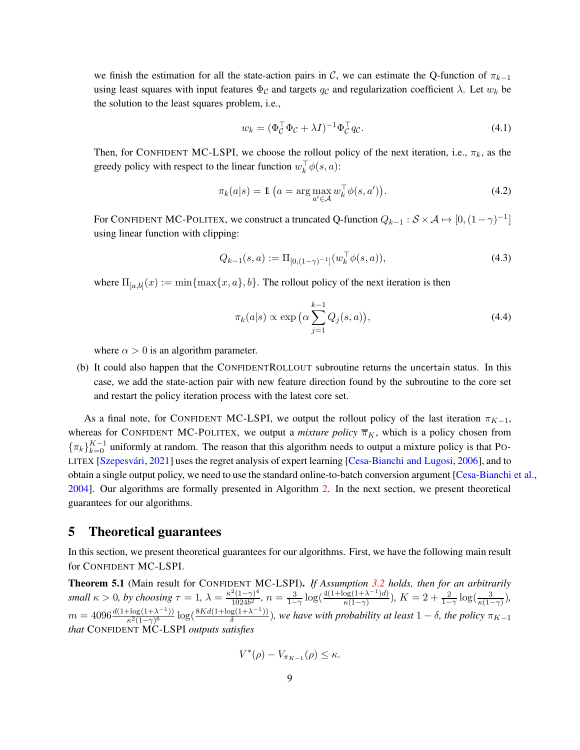we finish the estimation for all the state-action pairs in $\mathcal{C}$, we can estimate the Q-function of $\pi_{k-1}$ using least squares with input features $\Phi_{\mathcal{C}}$ and targets $q_{\mathcal{C}}$ and regularization coefficient $\lambda$. Let $w_k$ be the solution to the least squares problem, i.e.,

$$w_k = (\Phi_{\mathcal{C}}^\top \Phi_{\mathcal{C}} + \lambda I)^{-1} \Phi_{\mathcal{C}}^\top q_{\mathcal{C}}. \tag{4.1}$$

Then, for CONFIDENT MC-LSPI, we choose the rollout policy of the next iteration, i.e., $\pi_k$, as the greedy policy with respect to the linear function $w_k^\top \phi(s, a)$:

$$\pi_k(a|s) = \mathbb{1}\left(a = \arg\max_{a' \in \mathcal{A}} w_k^\top \phi(s, a')\right). \tag{4.2}$$

For CONFIDENT MC-POLITEX, we construct a truncated Q-function $Q_{k-1} : \mathcal{S} \times \mathcal{A} \mapsto [0, (1-\gamma)^{-1}]$ using linear function with clipping:

$$Q_{k-1}(s, a) := \Pi_{[0,(1-\gamma)^{-1}]}(w_k^\top \phi(s, a)), \tag{4.3}$$

where $\Pi_{[a,b]}(x) := \min\{\max\{x, a\}, b\}$. The rollout policy of the next iteration is then

$$\pi_k(a|s) \propto \exp\left(\alpha \sum_{j=1}^{k-1} Q_j(s, a)\right), \tag{4.4}$$

where $\alpha > 0$ is an algorithm parameter.

(b) It could also happen that the CONFIDENTROLLOUT subroutine returns the uncertain status. In this case, we add the state-action pair with new feature direction found by the subroutine to the core set and restart the policy iteration process with the latest core set.

As a final note, for CONFIDENT MC-LSPI, we output the rollout policy of the last iteration $\pi_{K-1}$, whereas for CONFIDENT MC-POLITEX, we output a *mixture policy* $\overline{\pi}_K$, which is a policy chosen from $\{\pi_k\}_{k=0}^{K-1}$ uniformly at random. The reason that this algorithm needs to output a mixture policy is that POLITEX [Szepesvári, 2021] uses the regret analysis of expert learning [Cesa-Bianchi and Lugosi, 2006], and to obtain a single output policy, we need to use the standard online-to-batch conversion argument [Cesa-Bianchi et al., 2004]. Our algorithms are formally presented in Algorithm 2. In the next section, we present theoretical guarantees for our algorithms.

## 5 Theoretical guarantees

In this section, we present theoretical guarantees for our algorithms. First, we have the following main result for CONFIDENT MC-LSPI.

**Theorem 5.1** (Main result for CONFIDENT MC-LSPI). *If Assumption 3.2 holds, then for an arbitrarily small $\kappa > 0$, by choosing $\tau = 1$, $\lambda = \frac{\kappa^2(1-\gamma)^4}{1024b^2}$, $n = \frac{3}{1-\gamma}\log(\frac{4(1+\log(1+\lambda^{-1})d)}{\kappa(1-\gamma)})$, $K = 2 + \frac{2}{1-\gamma}\log(\frac{3}{\kappa(1-\gamma)})$, $m = 4096\frac{d(1+\log(1+\lambda^{-1}))}{\kappa^2(1-\gamma)^6}\log(\frac{8Kd(1+\log(1+\lambda^{-1}))}{\delta})$, we have with probability at least $1-\delta$, the policy $\pi_{K-1}$ that CONFIDENT MC-LSPI outputs satisfies*

$$V^*(\rho) - V_{\pi_{K-1}}(\rho) \leq \kappa.$$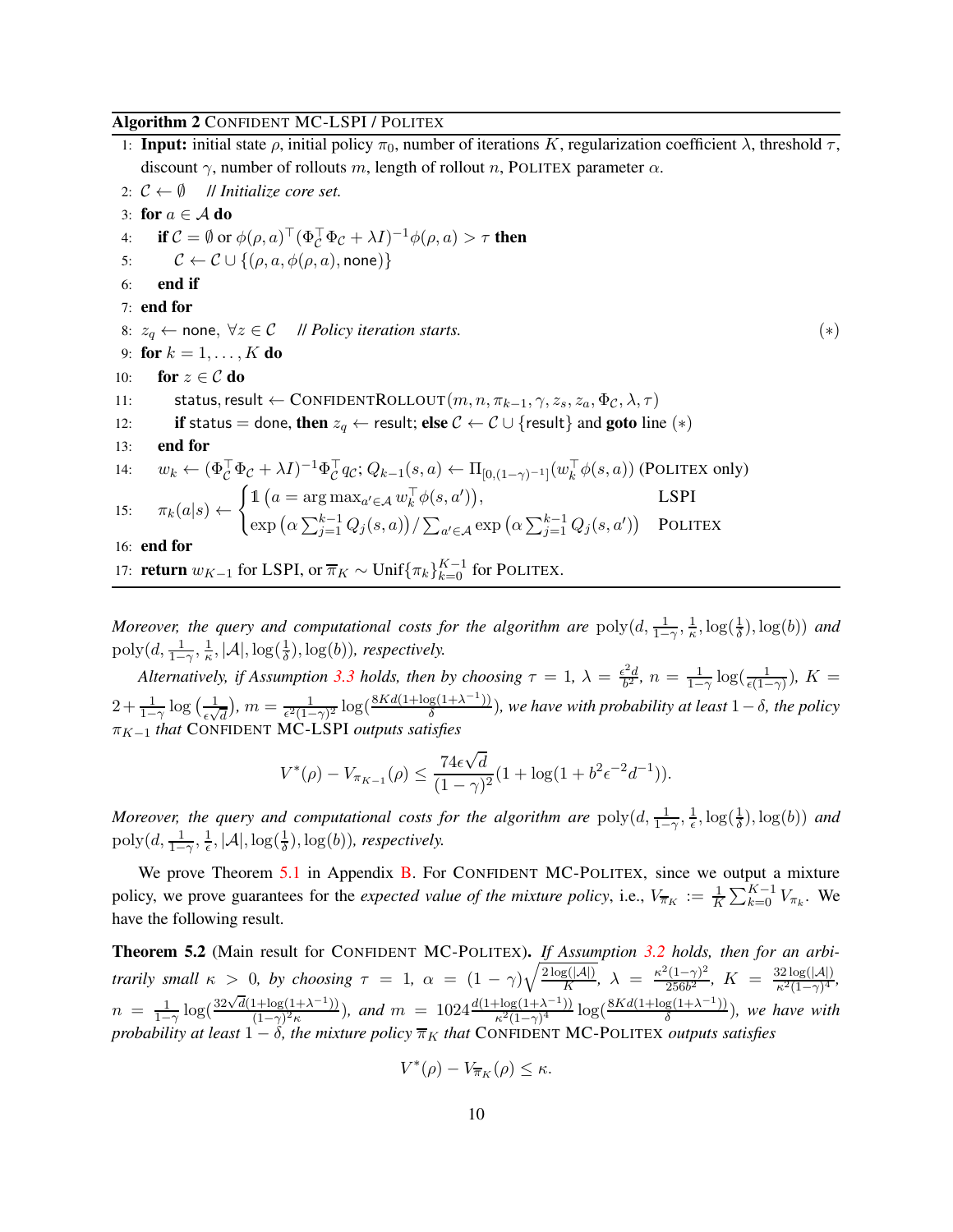**Algorithm 2** CONFIDENT MC-LSPI / POLITEX

```
1: Input: initial state ρ, initial policy π_0, number of iterations K, regularization coefficient λ, threshold τ,
   discount γ, number of rollouts m, length of rollout n, POLITEX parameter α.
2: C ← ∅     // Initialize core set.
3: for a ∈ A do
4:    if C = ∅ or φ(ρ, a)^⊤ (Φ_C^⊤ Φ_C + λI)^{-1} φ(ρ, a) > τ then
5:       C ← C ∪ {(ρ, a, φ(ρ, a), none)}
6:    end if
7: end for
8: z_q ← none, ∀z ∈ C     // Policy iteration starts.                                   (*)
9: for k = 1, . . . , K do
10:   for z ∈ C do
11:      status, result ← CONFIDENTROLLOUT(m, n, π_{k-1}, γ, z_s, z_a, Φ_C, λ, τ)
12:      if status = done, then z_q ← result; else C ← C ∪ {result} and goto line (*)
13:   end for
14:   w_k ← (Φ_C^⊤ Φ_C + λI)^{-1} Φ_C^⊤ q_C; Q_{k-1}(s, a) ← Π_{[0,(1-γ)^{-1}]}(w_k^⊤ φ(s, a)) (POLITEX only)
15:   π_k(a|s) ← { 1(a = argmax_{a'∈A} w_k^⊤ φ(s, a')),                                   LSPI
                  { exp(α Σ_{j=1}^{k-1} Q_j(s, a)) / Σ_{a'∈A} exp(α Σ_{j=1}^{k-1} Q_j(s, a'))   POLITEX
16: end for
17: return w_{K-1} for LSPI, or π̄_K ~ Unif{π_k}_{k=0}^{K-1} for POLITEX.
```

*Moreover, the query and computational costs for the algorithm are* $\mathrm{poly}(d, \frac{1}{1-\gamma}, \frac{1}{\kappa}, \log(\frac{1}{\delta}), \log(b))$ *and* $\mathrm{poly}(d, \frac{1}{1-\gamma}, \frac{1}{\kappa}, |\mathcal{A}|, \log(\frac{1}{\delta}), \log(b))$*, respectively.*

*Alternatively, if Assumption 3.3 holds, then by choosing* $\tau = 1$*,* $\lambda = \frac{\epsilon^2 d}{b^2}$*,* $n = \frac{1}{1-\gamma}\log(\frac{1}{\epsilon(1-\gamma)})$*,* $K = 2 + \frac{1}{1-\gamma}\log\left(\frac{1}{\epsilon\sqrt{d}}\right)$*,* $m = \frac{1}{\epsilon^2(1-\gamma)^2}\log(\frac{8Kd(1+\log(1+\lambda^{-1}))}{\delta})$*, we have with probability at least* $1-\delta$*, the policy* $\pi_{K-1}$ *that* CONFIDENT MC-LSPI *outputs satisfies*

$$V^*(\rho) - V_{\pi_{K-1}}(\rho) \le \frac{74\epsilon\sqrt{d}}{(1-\gamma)^2}(1 + \log(1 + b^2\epsilon^{-2}d^{-1})).$$

*Moreover, the query and computational costs for the algorithm are* $\mathrm{poly}(d, \frac{1}{1-\gamma}, \frac{1}{\epsilon}, \log(\frac{1}{\delta}), \log(b))$ *and* $\mathrm{poly}(d, \frac{1}{1-\gamma}, \frac{1}{\epsilon}, |\mathcal{A}|, \log(\frac{1}{\delta}), \log(b))$*, respectively.*

We prove Theorem 5.1 in Appendix B. For CONFIDENT MC-POLITEX, since we output a mixture policy, we prove guarantees for the *expected value of the mixture policy*, i.e., $V_{\overline{\pi}_K} := \frac{1}{K}\sum_{k=0}^{K-1} V_{\pi_k}$. We have the following result.

**Theorem 5.2** (Main result for CONFIDENT MC-POLITEX)**.** *If Assumption 3.2 holds, then for an arbitrarily small* $\kappa > 0$*, by choosing* $\tau = 1$*,* $\alpha = (1-\gamma)\sqrt{\frac{2\log(|\mathcal{A}|)}{K}}$*,* $\lambda = \frac{\kappa^2(1-\gamma)^2}{256b^2}$*,* $K = \frac{32\log(|\mathcal{A}|)}{\kappa^2(1-\gamma)^4}$*,* $n = \frac{1}{1-\gamma}\log(\frac{32\sqrt{d}(1+\log(1+\lambda^{-1}))}{(1-\gamma)^2\kappa})$*, and* $m = 1024\frac{d(1+\log(1+\lambda^{-1}))}{\kappa^2(1-\gamma)^4}\log(\frac{8Kd(1+\log(1+\lambda^{-1}))}{\delta})$*, we have with probability at least* $1-\delta$*, the mixture policy* $\overline{\pi}_K$ *that* CONFIDENT MC-POLITEX *outputs satisfies*

$$V^*(\rho) - V_{\overline{\pi}_K}(\rho) \le \kappa.$$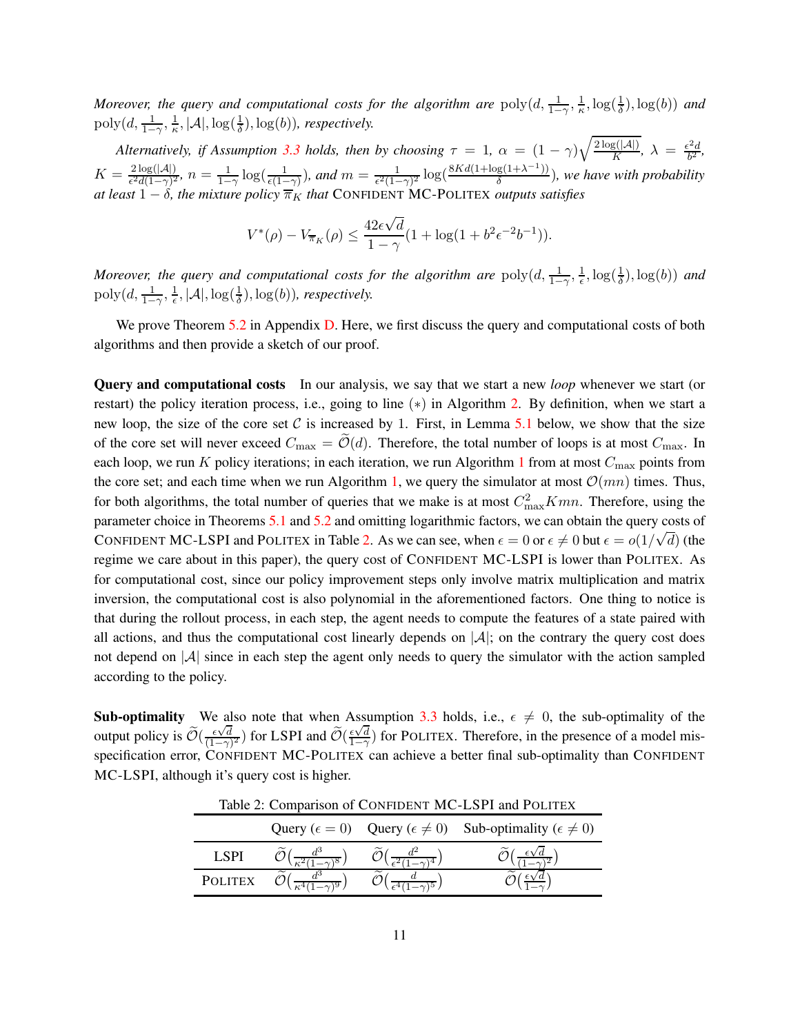*Moreover, the query and computational costs for the algorithm are* $\text{poly}(d, \frac{1}{1-\gamma}, \frac{1}{\kappa}, \log(\frac{1}{\delta}), \log(b))$ *and* $\text{poly}(d, \frac{1}{1-\gamma}, \frac{1}{\kappa}, |\mathcal{A}|, \log(\frac{1}{\delta}), \log(b))$*, respectively.*

*Alternatively, if Assumption 3.3 holds, then by choosing* $\tau = 1$*,* $\alpha = (1-\gamma)\sqrt{\frac{2\log(|\mathcal{A}|)}{K}}$*,* $\lambda = \frac{\epsilon^2 d}{b^2}$*,* $K = \frac{2\log(|\mathcal{A}|)}{\epsilon^2 d(1-\gamma)^2}$*,* $n = \frac{1}{1-\gamma}\log(\frac{1}{\epsilon(1-\gamma)})$*, and* $m = \frac{1}{\epsilon^2(1-\gamma)^2}\log(\frac{8Kd(1+\log(1+\lambda^{-1}))}{\delta})$*, we have with probability at least* $1-\delta$*, the mixture policy* $\overline{\pi}_K$ *that* CONFIDENT MC-POLITEX *outputs satisfies*

$$V^*(\rho) - V_{\overline{\pi}_K}(\rho) \leq \frac{42\epsilon\sqrt{d}}{1-\gamma}(1 + \log(1 + b^2\epsilon^{-2}b^{-1})).$$

*Moreover, the query and computational costs for the algorithm are* $\text{poly}(d, \frac{1}{1-\gamma}, \frac{1}{\epsilon}, \log(\frac{1}{\delta}), \log(b))$ *and* $\text{poly}(d, \frac{1}{1-\gamma}, \frac{1}{\epsilon}, |\mathcal{A}|, \log(\frac{1}{\delta}), \log(b))$*, respectively.*

We prove Theorem 5.2 in Appendix D. Here, we first discuss the query and computational costs of both algorithms and then provide a sketch of our proof.

**Query and computational costs** In our analysis, we say that we start a new *loop* whenever we start (or restart) the policy iteration process, i.e., going to line $(*)$ in Algorithm 2. By definition, when we start a new loop, the size of the core set $\mathcal{C}$ is increased by 1. First, in Lemma 5.1 below, we show that the size of the core set will never exceed $C_{\max} = \widetilde{\mathcal{O}}(d)$. Therefore, the total number of loops is at most $C_{\max}$. In each loop, we run $K$ policy iterations; in each iteration, we run Algorithm 1 from at most $C_{\max}$ points from the core set; and each time when we run Algorithm 1, we query the simulator at most $\mathcal{O}(mn)$ times. Thus, for both algorithms, the total number of queries that we make is at most $C_{\max}^2 Kmn$. Therefore, using the parameter choice in Theorems 5.1 and 5.2 and omitting logarithmic factors, we can obtain the query costs of CONFIDENT MC-LSPI and POLITEX in Table 2. As we can see, when $\epsilon = 0$ or $\epsilon \neq 0$ but $\epsilon = o(1/\sqrt{d})$ (the regime we care about in this paper), the query cost of CONFIDENT MC-LSPI is lower than POLITEX. As for computational cost, since our policy improvement steps only involve matrix multiplication and matrix inversion, the computational cost is also polynomial in the aforementioned factors. One thing to notice is that during the rollout process, in each step, the agent needs to compute the features of a state paired with all actions, and thus the computational cost linearly depends on $|\mathcal{A}|$; on the contrary the query cost does not depend on $|\mathcal{A}|$ since in each step the agent only needs to query the simulator with the action sampled according to the policy.

**Sub-optimality** We also note that when Assumption 3.3 holds, i.e., $\epsilon \neq 0$, the sub-optimality of the output policy is $\widetilde{\mathcal{O}}(\frac{\epsilon\sqrt{d}}{(1-\gamma)^2})$ for LSPI and $\widetilde{\mathcal{O}}(\frac{\epsilon\sqrt{d}}{1-\gamma})$ for POLITEX. Therefore, in the presence of a model misspecification error, CONFIDENT MC-POLITEX can achieve a better final sub-optimality than CONFIDENT MC-LSPI, although it's query cost is higher.

Table 2: Comparison of CONFIDENT MC-LSPI and POLITEX

| | Query ($\epsilon = 0$) | Query ($\epsilon \neq 0$) | Sub-optimality ($\epsilon \neq 0$) |
|---|---|---|---|
| LSPI | $\widetilde{\mathcal{O}}(\frac{d^3}{\kappa^2(1-\gamma)^8})$ | $\widetilde{\mathcal{O}}(\frac{d^2}{\epsilon^2(1-\gamma)^4})$ | $\widetilde{\mathcal{O}}(\frac{\epsilon\sqrt{d}}{(1-\gamma)^2})$ |
| POLITEX | $\widetilde{\mathcal{O}}(\frac{d^3}{\kappa^4(1-\gamma)^9})$ | $\widetilde{\mathcal{O}}(\frac{d}{\epsilon^4(1-\gamma)^5})$ | $\widetilde{\mathcal{O}}(\frac{\epsilon\sqrt{d}}{1-\gamma})$ |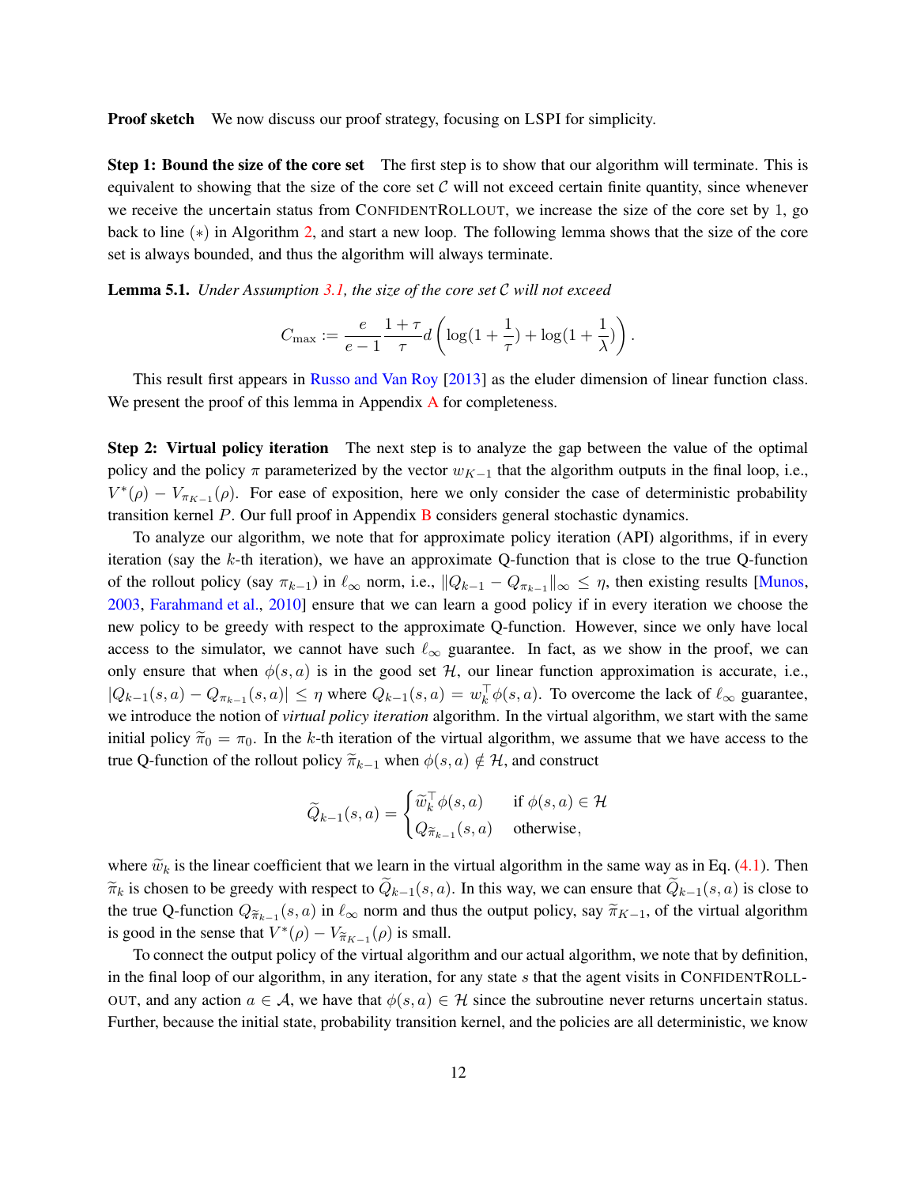**Proof sketch** We now discuss our proof strategy, focusing on LSPI for simplicity.

**Step 1: Bound the size of the core set** The first step is to show that our algorithm will terminate. This is equivalent to showing that the size of the core set $\mathcal{C}$ will not exceed certain finite quantity, since whenever we receive the uncertain status from ConfidentRollout, we increase the size of the core set by 1, go back to line $(*)$ in Algorithm 2, and start a new loop. The following lemma shows that the size of the core set is always bounded, and thus the algorithm will always terminate.

**Lemma 5.1.** *Under Assumption 3.1, the size of the core set $\mathcal{C}$ will not exceed*

$$C_{\max} := \frac{e}{e-1}\frac{1+\tau}{\tau}d\left(\log(1+\frac{1}{\tau}) + \log(1+\frac{1}{\lambda})\right).$$

This result first appears in Russo and Van Roy [2013] as the eluder dimension of linear function class. We present the proof of this lemma in Appendix A for completeness.

**Step 2: Virtual policy iteration** The next step is to analyze the gap between the value of the optimal policy and the policy $\pi$ parameterized by the vector $w_{K-1}$ that the algorithm outputs in the final loop, i.e., $V^*(\rho) - V_{\pi_{K-1}}(\rho)$. For ease of exposition, here we only consider the case of deterministic probability transition kernel $P$. Our full proof in Appendix B considers general stochastic dynamics.

To analyze our algorithm, we note that for approximate policy iteration (API) algorithms, if in every iteration (say the $k$-th iteration), we have an approximate Q-function that is close to the true Q-function of the rollout policy (say $\pi_{k-1}$) in $\ell_\infty$ norm, i.e., $\|Q_{k-1} - Q_{\pi_{k-1}}\|_\infty \le \eta$, then existing results [Munos, 2003, Farahmand et al., 2010] ensure that we can learn a good policy if in every iteration we choose the new policy to be greedy with respect to the approximate Q-function. However, since we only have local access to the simulator, we cannot have such $\ell_\infty$ guarantee. In fact, as we show in the proof, we can only ensure that when $\phi(s,a)$ is in the good set $\mathcal{H}$, our linear function approximation is accurate, i.e., $|Q_{k-1}(s,a) - Q_{\pi_{k-1}}(s,a)| \le \eta$ where $Q_{k-1}(s,a) = w_k^\top \phi(s,a)$. To overcome the lack of $\ell_\infty$ guarantee, we introduce the notion of *virtual policy iteration* algorithm. In the virtual algorithm, we start with the same initial policy $\widetilde{\pi}_0 = \pi_0$. In the $k$-th iteration of the virtual algorithm, we assume that we have access to the true Q-function of the rollout policy $\widetilde{\pi}_{k-1}$ when $\phi(s,a) \notin \mathcal{H}$, and construct

$$\widetilde{Q}_{k-1}(s,a) = \begin{cases} \widetilde{w}_k^\top \phi(s,a) & \text{if } \phi(s,a) \in \mathcal{H} \\ Q_{\widetilde{\pi}_{k-1}}(s,a) & \text{otherwise}, \end{cases}$$

where $\widetilde{w}_k$ is the linear coefficient that we learn in the virtual algorithm in the same way as in Eq. (4.1). Then $\widetilde{\pi}_k$ is chosen to be greedy with respect to $\widetilde{Q}_{k-1}(s,a)$. In this way, we can ensure that $\widetilde{Q}_{k-1}(s,a)$ is close to the true Q-function $Q_{\widetilde{\pi}_{k-1}}(s,a)$ in $\ell_\infty$ norm and thus the output policy, say $\widetilde{\pi}_{K-1}$, of the virtual algorithm is good in the sense that $V^*(\rho) - V_{\widetilde{\pi}_{K-1}}(\rho)$ is small.

To connect the output policy of the virtual algorithm and our actual algorithm, we note that by definition, in the final loop of our algorithm, in any iteration, for any state $s$ that the agent visits in ConfidentRollout, and any action $a \in \mathcal{A}$, we have that $\phi(s,a) \in \mathcal{H}$ since the subroutine never returns uncertain status. Further, because the initial state, probability transition kernel, and the policies are all deterministic, we know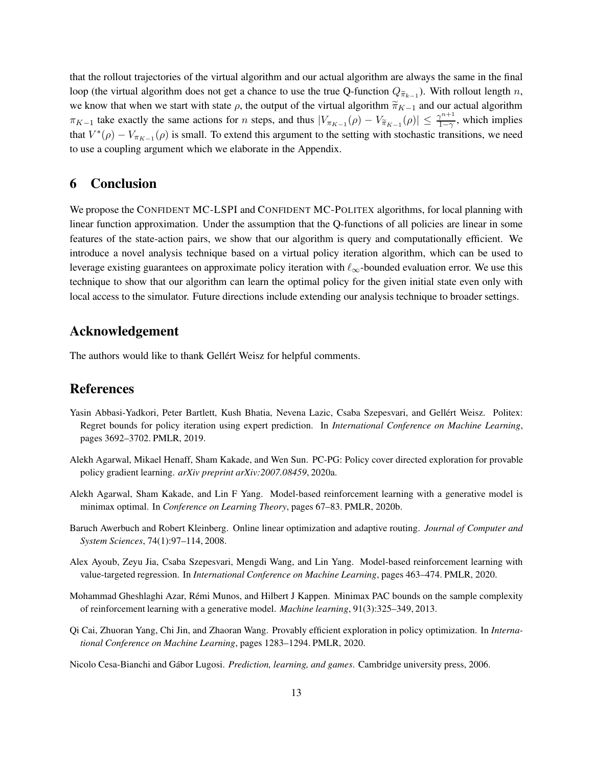that the rollout trajectories of the virtual algorithm and our actual algorithm are always the same in the final loop (the virtual algorithm does not get a chance to use the true Q-function $Q_{\widetilde{\pi}_{k-1}}$). With rollout length $n$, we know that when we start with state $\rho$, the output of the virtual algorithm $\widetilde{\pi}_{K-1}$ and our actual algorithm $\pi_{K-1}$ take exactly the same actions for $n$ steps, and thus $|V_{\pi_{K-1}}(\rho) - V_{\widetilde{\pi}_{K-1}}(\rho)| \leq \frac{\gamma^{n+1}}{1-\gamma}$, which implies that $V^*(\rho) - V_{\pi_{K-1}}(\rho)$ is small. To extend this argument to the setting with stochastic transitions, we need to use a coupling argument which we elaborate in the Appendix.

# 6 Conclusion

We propose the CONFIDENT MC-LSPI and CONFIDENT MC-POLITEX algorithms, for local planning with linear function approximation. Under the assumption that the Q-functions of all policies are linear in some features of the state-action pairs, we show that our algorithm is query and computationally efficient. We introduce a novel analysis technique based on a virtual policy iteration algorithm, which can be used to leverage existing guarantees on approximate policy iteration with $\ell_\infty$-bounded evaluation error. We use this technique to show that our algorithm can learn the optimal policy for the given initial state even only with local access to the simulator. Future directions include extending our analysis technique to broader settings.

## Acknowledgement

The authors would like to thank Gellért Weisz for helpful comments.

## References

Yasin Abbasi-Yadkori, Peter Bartlett, Kush Bhatia, Nevena Lazic, Csaba Szepesvari, and Gellért Weisz. Politex: Regret bounds for policy iteration using expert prediction. In *International Conference on Machine Learning*, pages 3692–3702. PMLR, 2019.

Alekh Agarwal, Mikael Henaff, Sham Kakade, and Wen Sun. PC-PG: Policy cover directed exploration for provable policy gradient learning. *arXiv preprint arXiv:2007.08459*, 2020a.

Alekh Agarwal, Sham Kakade, and Lin F Yang. Model-based reinforcement learning with a generative model is minimax optimal. In *Conference on Learning Theory*, pages 67–83. PMLR, 2020b.

Baruch Awerbuch and Robert Kleinberg. Online linear optimization and adaptive routing. *Journal of Computer and System Sciences*, 74(1):97–114, 2008.

Alex Ayoub, Zeyu Jia, Csaba Szepesvari, Mengdi Wang, and Lin Yang. Model-based reinforcement learning with value-targeted regression. In *International Conference on Machine Learning*, pages 463–474. PMLR, 2020.

Mohammad Gheshlaghi Azar, Rémi Munos, and Hilbert J Kappen. Minimax PAC bounds on the sample complexity of reinforcement learning with a generative model. *Machine learning*, 91(3):325–349, 2013.

Qi Cai, Zhuoran Yang, Chi Jin, and Zhaoran Wang. Provably efficient exploration in policy optimization. In *International Conference on Machine Learning*, pages 1283–1294. PMLR, 2020.

Nicolo Cesa-Bianchi and Gábor Lugosi. *Prediction, learning, and games*. Cambridge university press, 2006.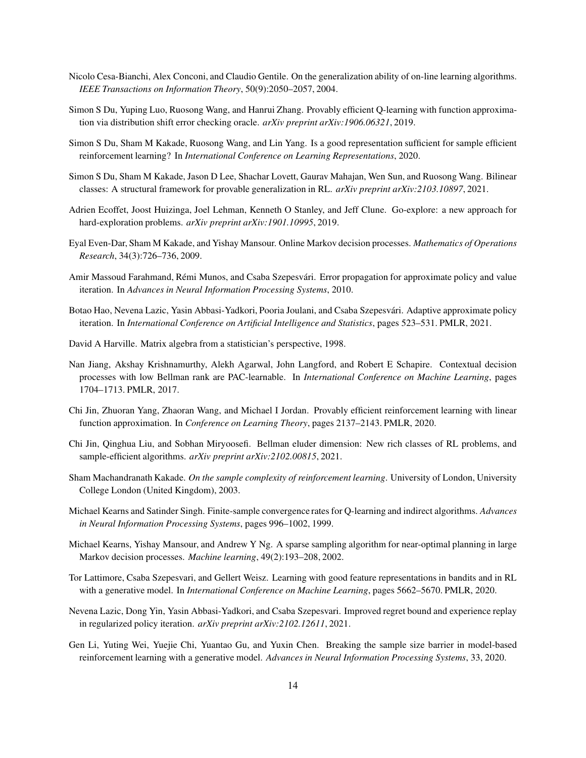Nicolo Cesa-Bianchi, Alex Conconi, and Claudio Gentile. On the generalization ability of on-line learning algorithms. *IEEE Transactions on Information Theory*, 50(9):2050–2057, 2004.

Simon S Du, Yuping Luo, Ruosong Wang, and Hanrui Zhang. Provably efficient Q-learning with function approximation via distribution shift error checking oracle. *arXiv preprint arXiv:1906.06321*, 2019.

Simon S Du, Sham M Kakade, Ruosong Wang, and Lin Yang. Is a good representation sufficient for sample efficient reinforcement learning? In *International Conference on Learning Representations*, 2020.

Simon S Du, Sham M Kakade, Jason D Lee, Shachar Lovett, Gaurav Mahajan, Wen Sun, and Ruosong Wang. Bilinear classes: A structural framework for provable generalization in RL. *arXiv preprint arXiv:2103.10897*, 2021.

Adrien Ecoffet, Joost Huizinga, Joel Lehman, Kenneth O Stanley, and Jeff Clune. Go-explore: a new approach for hard-exploration problems. *arXiv preprint arXiv:1901.10995*, 2019.

Eyal Even-Dar, Sham M Kakade, and Yishay Mansour. Online Markov decision processes. *Mathematics of Operations Research*, 34(3):726–736, 2009.

Amir Massoud Farahmand, Rémi Munos, and Csaba Szepesvári. Error propagation for approximate policy and value iteration. In *Advances in Neural Information Processing Systems*, 2010.

Botao Hao, Nevena Lazic, Yasin Abbasi-Yadkori, Pooria Joulani, and Csaba Szepesvári. Adaptive approximate policy iteration. In *International Conference on Artificial Intelligence and Statistics*, pages 523–531. PMLR, 2021.

David A Harville. Matrix algebra from a statistician's perspective, 1998.

Nan Jiang, Akshay Krishnamurthy, Alekh Agarwal, John Langford, and Robert E Schapire. Contextual decision processes with low Bellman rank are PAC-learnable. In *International Conference on Machine Learning*, pages 1704–1713. PMLR, 2017.

Chi Jin, Zhuoran Yang, Zhaoran Wang, and Michael I Jordan. Provably efficient reinforcement learning with linear function approximation. In *Conference on Learning Theory*, pages 2137–2143. PMLR, 2020.

Chi Jin, Qinghua Liu, and Sobhan Miryoosefi. Bellman eluder dimension: New rich classes of RL problems, and sample-efficient algorithms. *arXiv preprint arXiv:2102.00815*, 2021.

Sham Machandranath Kakade. *On the sample complexity of reinforcement learning*. University of London, University College London (United Kingdom), 2003.

Michael Kearns and Satinder Singh. Finite-sample convergence rates for Q-learning and indirect algorithms. *Advances in Neural Information Processing Systems*, pages 996–1002, 1999.

Michael Kearns, Yishay Mansour, and Andrew Y Ng. A sparse sampling algorithm for near-optimal planning in large Markov decision processes. *Machine learning*, 49(2):193–208, 2002.

Tor Lattimore, Csaba Szepesvari, and Gellert Weisz. Learning with good feature representations in bandits and in RL with a generative model. In *International Conference on Machine Learning*, pages 5662–5670. PMLR, 2020.

Nevena Lazic, Dong Yin, Yasin Abbasi-Yadkori, and Csaba Szepesvari. Improved regret bound and experience replay in regularized policy iteration. *arXiv preprint arXiv:2102.12611*, 2021.

Gen Li, Yuting Wei, Yuejie Chi, Yuantao Gu, and Yuxin Chen. Breaking the sample size barrier in model-based reinforcement learning with a generative model. *Advances in Neural Information Processing Systems*, 33, 2020.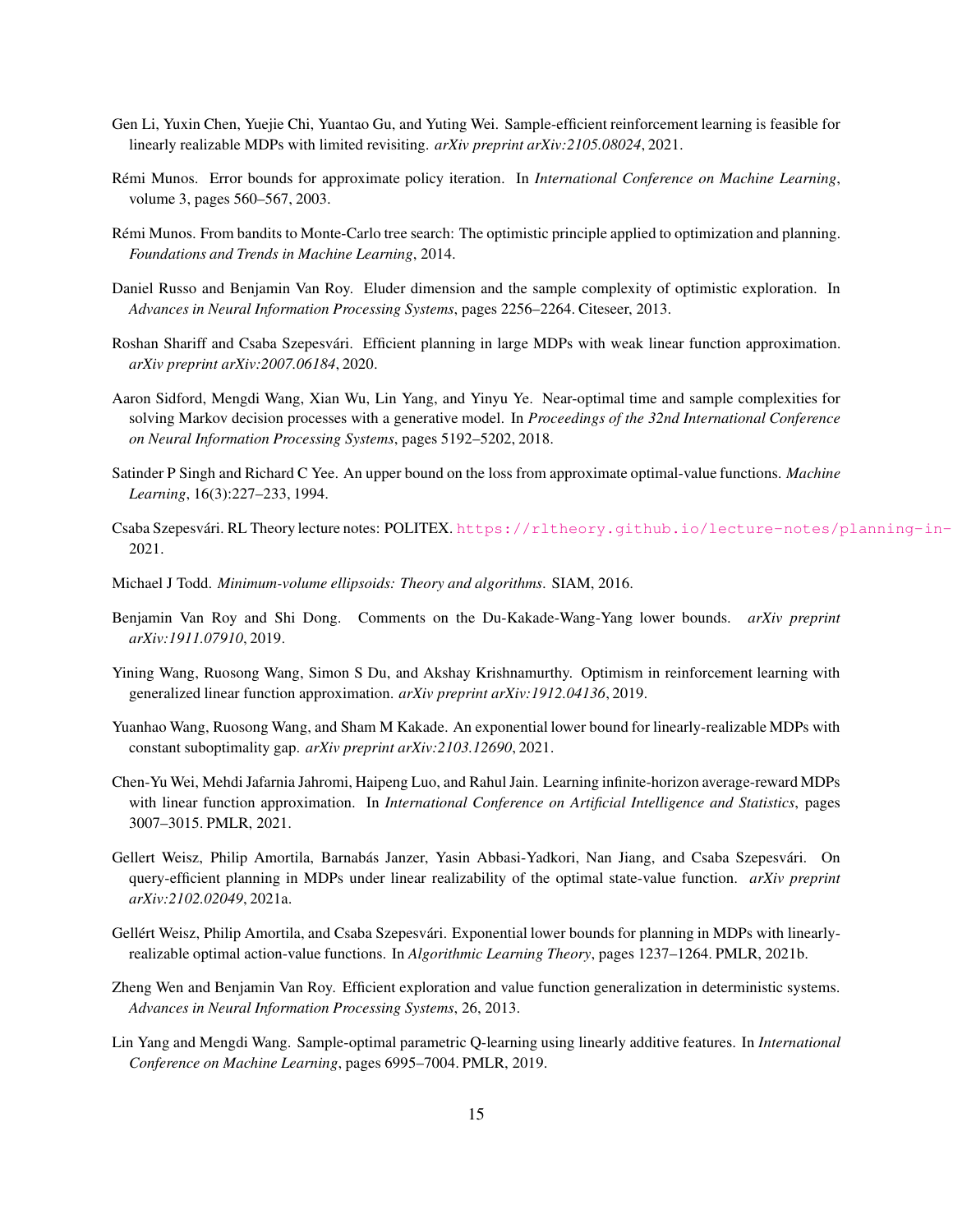Gen Li, Yuxin Chen, Yuejie Chi, Yuantao Gu, and Yuting Wei. Sample-efficient reinforcement learning is feasible for linearly realizable MDPs with limited revisiting. *arXiv preprint arXiv:2105.08024*, 2021.

Rémi Munos. Error bounds for approximate policy iteration. In *International Conference on Machine Learning*, volume 3, pages 560–567, 2003.

Rémi Munos. From bandits to Monte-Carlo tree search: The optimistic principle applied to optimization and planning. *Foundations and Trends in Machine Learning*, 2014.

Daniel Russo and Benjamin Van Roy. Eluder dimension and the sample complexity of optimistic exploration. In *Advances in Neural Information Processing Systems*, pages 2256–2264. Citeseer, 2013.

Roshan Shariff and Csaba Szepesvári. Efficient planning in large MDPs with weak linear function approximation. *arXiv preprint arXiv:2007.06184*, 2020.

Aaron Sidford, Mengdi Wang, Xian Wu, Lin Yang, and Yinyu Ye. Near-optimal time and sample complexities for solving Markov decision processes with a generative model. In *Proceedings of the 32nd International Conference on Neural Information Processing Systems*, pages 5192–5202, 2018.

Satinder P Singh and Richard C Yee. An upper bound on the loss from approximate optimal-value functions. *Machine Learning*, 16(3):227–233, 1994.

Csaba Szepesvári. RL Theory lecture notes: POLITEX. https://rltheory.github.io/lecture-notes/planning-in- 2021.

Michael J Todd. *Minimum-volume ellipsoids: Theory and algorithms*. SIAM, 2016.

Benjamin Van Roy and Shi Dong. Comments on the Du-Kakade-Wang-Yang lower bounds. *arXiv preprint arXiv:1911.07910*, 2019.

Yining Wang, Ruosong Wang, Simon S Du, and Akshay Krishnamurthy. Optimism in reinforcement learning with generalized linear function approximation. *arXiv preprint arXiv:1912.04136*, 2019.

Yuanhao Wang, Ruosong Wang, and Sham M Kakade. An exponential lower bound for linearly-realizable MDPs with constant suboptimality gap. *arXiv preprint arXiv:2103.12690*, 2021.

Chen-Yu Wei, Mehdi Jafarnia Jahromi, Haipeng Luo, and Rahul Jain. Learning infinite-horizon average-reward MDPs with linear function approximation. In *International Conference on Artificial Intelligence and Statistics*, pages 3007–3015. PMLR, 2021.

Gellert Weisz, Philip Amortila, Barnabás Janzer, Yasin Abbasi-Yadkori, Nan Jiang, and Csaba Szepesvári. On query-efficient planning in MDPs under linear realizability of the optimal state-value function. *arXiv preprint arXiv:2102.02049*, 2021a.

Gellért Weisz, Philip Amortila, and Csaba Szepesvári. Exponential lower bounds for planning in MDPs with linearly-realizable optimal action-value functions. In *Algorithmic Learning Theory*, pages 1237–1264. PMLR, 2021b.

Zheng Wen and Benjamin Van Roy. Efficient exploration and value function generalization in deterministic systems. *Advances in Neural Information Processing Systems*, 26, 2013.

Lin Yang and Mengdi Wang. Sample-optimal parametric Q-learning using linearly additive features. In *International Conference on Machine Learning*, pages 6995–7004. PMLR, 2019.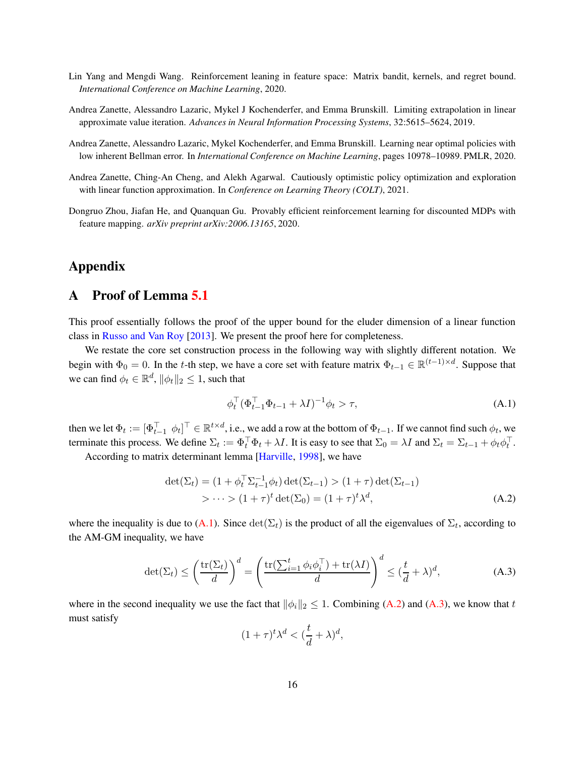Lin Yang and Mengdi Wang. Reinforcement leaning in feature space: Matrix bandit, kernels, and regret bound. *International Conference on Machine Learning*, 2020.

Andrea Zanette, Alessandro Lazaric, Mykel J Kochenderfer, and Emma Brunskill. Limiting extrapolation in linear approximate value iteration. *Advances in Neural Information Processing Systems*, 32:5615–5624, 2019.

Andrea Zanette, Alessandro Lazaric, Mykel Kochenderfer, and Emma Brunskill. Learning near optimal policies with low inherent Bellman error. In *International Conference on Machine Learning*, pages 10978–10989. PMLR, 2020.

Andrea Zanette, Ching-An Cheng, and Alekh Agarwal. Cautiously optimistic policy optimization and exploration with linear function approximation. In *Conference on Learning Theory (COLT)*, 2021.

Dongruo Zhou, Jiafan He, and Quanquan Gu. Provably efficient reinforcement learning for discounted MDPs with feature mapping. *arXiv preprint arXiv:2006.13165*, 2020.

# Appendix

## A Proof of Lemma 5.1

This proof essentially follows the proof of the upper bound for the eluder dimension of a linear function class in Russo and Van Roy [2013]. We present the proof here for completeness.

We restate the core set construction process in the following way with slightly different notation. We begin with $\Phi_0 = 0$. In the $t$-th step, we have a core set with feature matrix $\Phi_{t-1} \in \mathbb{R}^{(t-1)\times d}$. Suppose that we can find $\phi_t \in \mathbb{R}^d$, $\|\phi_t\|_2 \le 1$, such that

$$\phi_t^\top (\Phi_{t-1}^\top \Phi_{t-1} + \lambda I)^{-1} \phi_t > \tau, \tag{A.1}$$

then we let $\Phi_t := [\Phi_{t-1}^\top \ \phi_t]^\top \in \mathbb{R}^{t\times d}$, i.e., we add a row at the bottom of $\Phi_{t-1}$. If we cannot find such $\phi_t$, we terminate this process. We define $\Sigma_t := \Phi_t^\top \Phi_t + \lambda I$. It is easy to see that $\Sigma_0 = \lambda I$ and $\Sigma_t = \Sigma_{t-1} + \phi_t \phi_t^\top$.

According to matrix determinant lemma [Harville, 1998], we have

$$\begin{aligned}\det(\Sigma_t) &= (1 + \phi_t^\top \Sigma_{t-1}^{-1} \phi_t) \det(\Sigma_{t-1}) > (1+\tau)\det(\Sigma_{t-1}) \\ &> \cdots > (1+\tau)^t \det(\Sigma_0) = (1+\tau)^t \lambda^d,\end{aligned} \tag{A.2}$$

where the inequality is due to (A.1). Since $\det(\Sigma_t)$ is the product of all the eigenvalues of $\Sigma_t$, according to the AM-GM inequality, we have

$$\det(\Sigma_t) \le \left(\frac{\mathrm{tr}(\Sigma_t)}{d}\right)^d = \left(\frac{\mathrm{tr}(\sum_{i=1}^t \phi_i \phi_i^\top) + \mathrm{tr}(\lambda I)}{d}\right)^d \le (\frac{t}{d} + \lambda)^d, \tag{A.3}$$

where in the second inequality we use the fact that $\|\phi_i\|_2 \le 1$. Combining (A.2) and (A.3), we know that $t$ must satisfy

$$(1+\tau)^t \lambda^d < (\frac{t}{d} + \lambda)^d,$$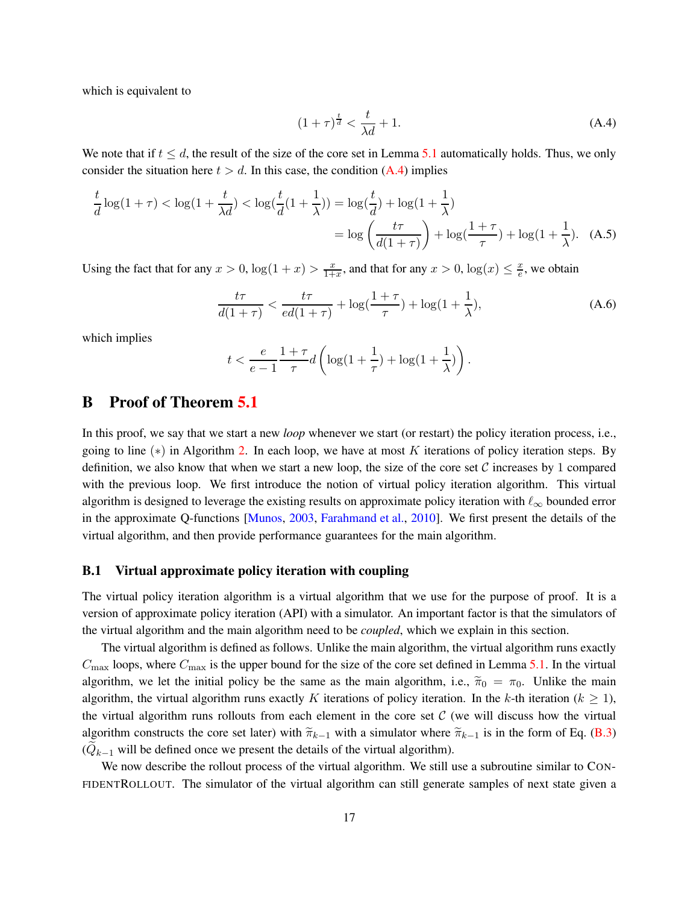which is equivalent to

$$(1+\tau)^{\frac{t}{d}} < \frac{t}{\lambda d} + 1. \tag{A.4}$$

We note that if $t \le d$, the result of the size of the core set in Lemma 5.1 automatically holds. Thus, we only consider the situation here $t > d$. In this case, the condition (A.4) implies

$$\begin{aligned}\frac{t}{d}\log(1+\tau) < \log(1+\frac{t}{\lambda d}) < \log(\frac{t}{d}(1+\frac{1}{\lambda})) = \log(\frac{t}{d}) + \log(1+\frac{1}{\lambda}) \\ = \log\left(\frac{t\tau}{d(1+\tau)}\right) + \log(\frac{1+\tau}{\tau}) + \log(1+\frac{1}{\lambda}).\end{aligned} \tag{A.5}$$

Using the fact that for any $x > 0$, $\log(1+x) > \frac{x}{1+x}$, and that for any $x > 0$, $\log(x) \le \frac{x}{e}$, we obtain

$$\frac{t\tau}{d(1+\tau)} < \frac{t\tau}{ed(1+\tau)} + \log(\frac{1+\tau}{\tau}) + \log(1+\frac{1}{\lambda}), \tag{A.6}$$

which implies

$$t < \frac{e}{e-1}\frac{1+\tau}{\tau}d\left(\log(1+\frac{1}{\tau}) + \log(1+\frac{1}{\lambda})\right).$$

# B Proof of Theorem 5.1

In this proof, we say that we start a new *loop* whenever we start (or restart) the policy iteration process, i.e., going to line $(*)$ in Algorithm 2. In each loop, we have at most $K$ iterations of policy iteration steps. By definition, we also know that when we start a new loop, the size of the core set $\mathcal{C}$ increases by 1 compared with the previous loop. We first introduce the notion of virtual policy iteration algorithm. This virtual algorithm is designed to leverage the existing results on approximate policy iteration with $\ell_\infty$ bounded error in the approximate Q-functions [Munos, 2003, Farahmand et al., 2010]. We first present the details of the virtual algorithm, and then provide performance guarantees for the main algorithm.

## B.1 Virtual approximate policy iteration with coupling

The virtual policy iteration algorithm is a virtual algorithm that we use for the purpose of proof. It is a version of approximate policy iteration (API) with a simulator. An important factor is that the simulators of the virtual algorithm and the main algorithm need to be *coupled*, which we explain in this section.

The virtual algorithm is defined as follows. Unlike the main algorithm, the virtual algorithm runs exactly $C_{\max}$ loops, where $C_{\max}$ is the upper bound for the size of the core set defined in Lemma 5.1. In the virtual algorithm, we let the initial policy be the same as the main algorithm, i.e., $\widetilde{\pi}_0 = \pi_0$. Unlike the main algorithm, the virtual algorithm runs exactly $K$ iterations of policy iteration. In the $k$-th iteration ($k \ge 1$), the virtual algorithm runs rollouts from each element in the core set $\mathcal{C}$ (we will discuss how the virtual algorithm constructs the core set later) with $\widetilde{\pi}_{k-1}$ with a simulator where $\widetilde{\pi}_{k-1}$ is in the form of Eq. (B.3) ($\widetilde{Q}_{k-1}$ will be defined once we present the details of the virtual algorithm).

We now describe the rollout process of the virtual algorithm. We still use a subroutine similar to ConfidentRollout. The simulator of the virtual algorithm can still generate samples of next state given a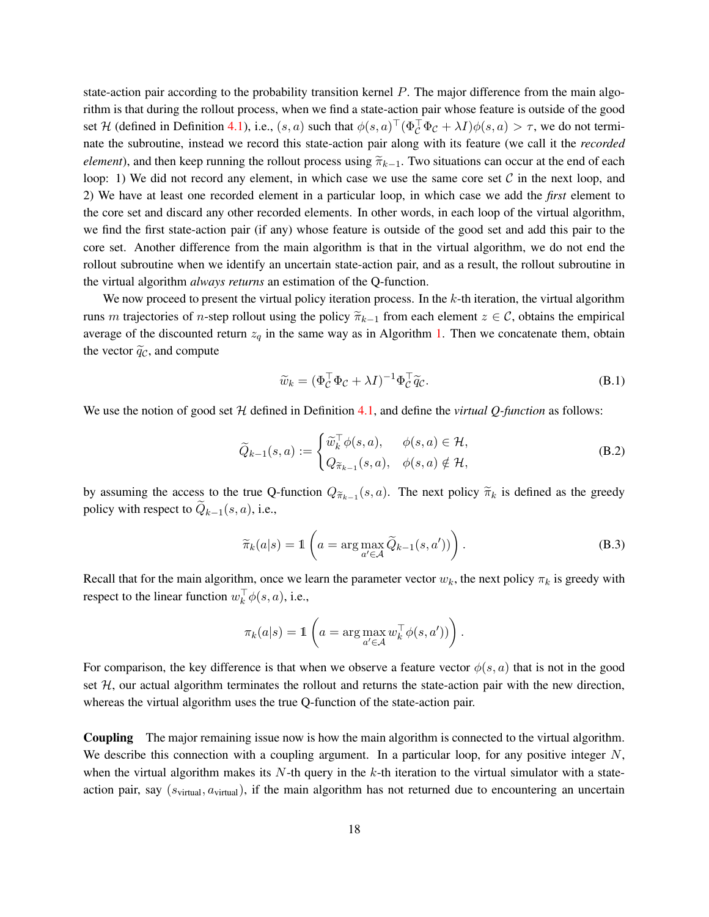state-action pair according to the probability transition kernel $P$. The major difference from the main algorithm is that during the rollout process, when we find a state-action pair whose feature is outside of the good set $\mathcal{H}$ (defined in Definition 4.1), i.e., $(s, a)$ such that $\phi(s, a)^\top (\Phi_\mathcal{C}^\top \Phi_\mathcal{C} + \lambda I)\phi(s, a) > \tau$, we do not terminate the subroutine, instead we record this state-action pair along with its feature (we call it the *recorded element*), and then keep running the rollout process using $\widetilde{\pi}_{k-1}$. Two situations can occur at the end of each loop: 1) We did not record any element, in which case we use the same core set $\mathcal{C}$ in the next loop, and 2) We have at least one recorded element in a particular loop, in which case we add the ***first*** element to the core set and discard any other recorded elements. In other words, in each loop of the virtual algorithm, we find the first state-action pair (if any) whose feature is outside of the good set and add this pair to the core set. Another difference from the main algorithm is that in the virtual algorithm, we do not end the rollout subroutine when we identify an uncertain state-action pair, and as a result, the rollout subroutine in the virtual algorithm *always returns* an estimation of the Q-function.

We now proceed to present the virtual policy iteration process. In the $k$-th iteration, the virtual algorithm runs $m$ trajectories of $n$-step rollout using the policy $\widetilde{\pi}_{k-1}$ from each element $z \in \mathcal{C}$, obtains the empirical average of the discounted return $z_q$ in the same way as in Algorithm 1. Then we concatenate them, obtain the vector $\widetilde{q}_\mathcal{C}$, and compute

$$\widetilde{w}_k = (\Phi_\mathcal{C}^\top \Phi_\mathcal{C} + \lambda I)^{-1} \Phi_\mathcal{C}^\top \widetilde{q}_\mathcal{C}. \tag{B.1}$$

We use the notion of good set $\mathcal{H}$ defined in Definition 4.1, and define the *virtual Q-function* as follows:

$$\widetilde{Q}_{k-1}(s, a) := \begin{cases} \widetilde{w}_k^\top \phi(s, a), & \phi(s, a) \in \mathcal{H}, \\ Q_{\widetilde{\pi}_{k-1}}(s, a), & \phi(s, a) \notin \mathcal{H}, \end{cases} \tag{B.2}$$

by assuming the access to the true Q-function $Q_{\widetilde{\pi}_{k-1}}(s, a)$. The next policy $\widetilde{\pi}_k$ is defined as the greedy policy with respect to $\widetilde{Q}_{k-1}(s, a)$, i.e.,

$$\widetilde{\pi}_k(a|s) = \mathbb{1}\left(a = \arg\max_{a' \in \mathcal{A}} \widetilde{Q}_{k-1}(s, a')\right). \tag{B.3}$$

Recall that for the main algorithm, once we learn the parameter vector $w_k$, the next policy $\pi_k$ is greedy with respect to the linear function $w_k^\top \phi(s, a)$, i.e.,

$$\pi_k(a|s) = \mathbb{1}\left(a = \arg\max_{a' \in \mathcal{A}} w_k^\top \phi(s, a')\right).$$

For comparison, the key difference is that when we observe a feature vector $\phi(s, a)$ that is not in the good set $\mathcal{H}$, our actual algorithm terminates the rollout and returns the state-action pair with the new direction, whereas the virtual algorithm uses the true Q-function of the state-action pair.

**Coupling** The major remaining issue now is how the main algorithm is connected to the virtual algorithm. We describe this connection with a coupling argument. In a particular loop, for any positive integer $N$, when the virtual algorithm makes its $N$-th query in the $k$-th iteration to the virtual simulator with a state-action pair, say $(s_{\text{virtual}}, a_{\text{virtual}})$, if the main algorithm has not returned due to encountering an uncertain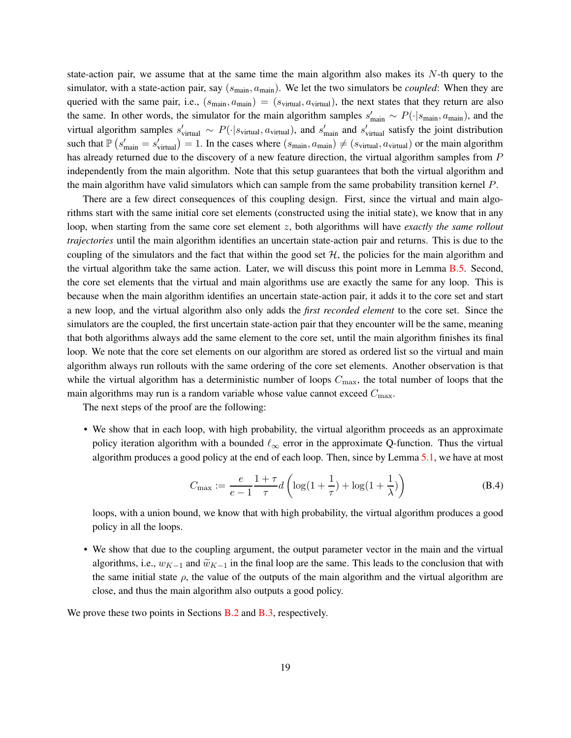state-action pair, we assume that at the same time the main algorithm also makes its $N$-th query to the simulator, with a state-action pair, say $(s_{\text{main}}, a_{\text{main}})$. We let the two simulators be *coupled*: When they are queried with the same pair, i.e., $(s_{\text{main}}, a_{\text{main}}) = (s_{\text{virtual}}, a_{\text{virtual}})$, the next states that they return are also the same. In other words, the simulator for the main algorithm samples $s'_{\text{main}} \sim P(\cdot|s_{\text{main}}, a_{\text{main}})$, and the virtual algorithm samples $s'_{\text{virtual}} \sim P(\cdot|s_{\text{virtual}}, a_{\text{virtual}})$, and $s'_{\text{main}}$ and $s'_{\text{virtual}}$ satisfy the joint distribution such that $\mathbb{P}\left(s'_{\text{main}} = s'_{\text{virtual}}\right) = 1$. In the cases where $(s_{\text{main}}, a_{\text{main}}) \neq (s_{\text{virtual}}, a_{\text{virtual}})$ or the main algorithm has already returned due to the discovery of a new feature direction, the virtual algorithm samples from $P$ independently from the main algorithm. Note that this setup guarantees that both the virtual algorithm and the main algorithm have valid simulators which can sample from the same probability transition kernel $P$.

There are a few direct consequences of this coupling design. First, since the virtual and main algorithms start with the same initial core set elements (constructed using the initial state), we know that in any loop, when starting from the same core set element $z$, both algorithms will have *exactly the same rollout trajectories* until the main algorithm identifies an uncertain state-action pair and returns. This is due to the coupling of the simulators and the fact that within the good set $\mathcal{H}$, the policies for the main algorithm and the virtual algorithm take the same action. Later, we will discuss this point more in Lemma B.5. Second, the core set elements that the virtual and main algorithms use are exactly the same for any loop. This is because when the main algorithm identifies an uncertain state-action pair, it adds it to the core set and start a new loop, and the virtual algorithm also only adds the *first recorded element* to the core set. Since the simulators are the coupled, the first uncertain state-action pair that they encounter will be the same, meaning that both algorithms always add the same element to the core set, until the main algorithm finishes its final loop. We note that the core set elements on our algorithm are stored as ordered list so the virtual and main algorithm always run rollouts with the same ordering of the core set elements. Another observation is that while the virtual algorithm has a deterministic number of loops $C_{\max}$, the total number of loops that the main algorithms may run is a random variable whose value cannot exceed $C_{\max}$.

The next steps of the proof are the following:

- We show that in each loop, with high probability, the virtual algorithm proceeds as an approximate policy iteration algorithm with a bounded $\ell_\infty$ error in the approximate Q-function. Thus the virtual algorithm produces a good policy at the end of each loop. Then, since by Lemma 5.1, we have at most

$$C_{\max} := \frac{e}{e-1} \frac{1+\tau}{\tau} d \left( \log(1 + \frac{1}{\tau}) + \log(1 + \frac{1}{\lambda}) \right) \tag{B.4}$$

  loops, with a union bound, we know that with high probability, the virtual algorithm produces a good policy in all the loops.

- We show that due to the coupling argument, the output parameter vector in the main and the virtual algorithms, i.e., $w_{K-1}$ and $\widetilde{w}_{K-1}$ in the final loop are the same. This leads to the conclusion that with the same initial state $\rho$, the value of the outputs of the main algorithm and the virtual algorithm are close, and thus the main algorithm also outputs a good policy.

We prove these two points in Sections B.2 and B.3, respectively.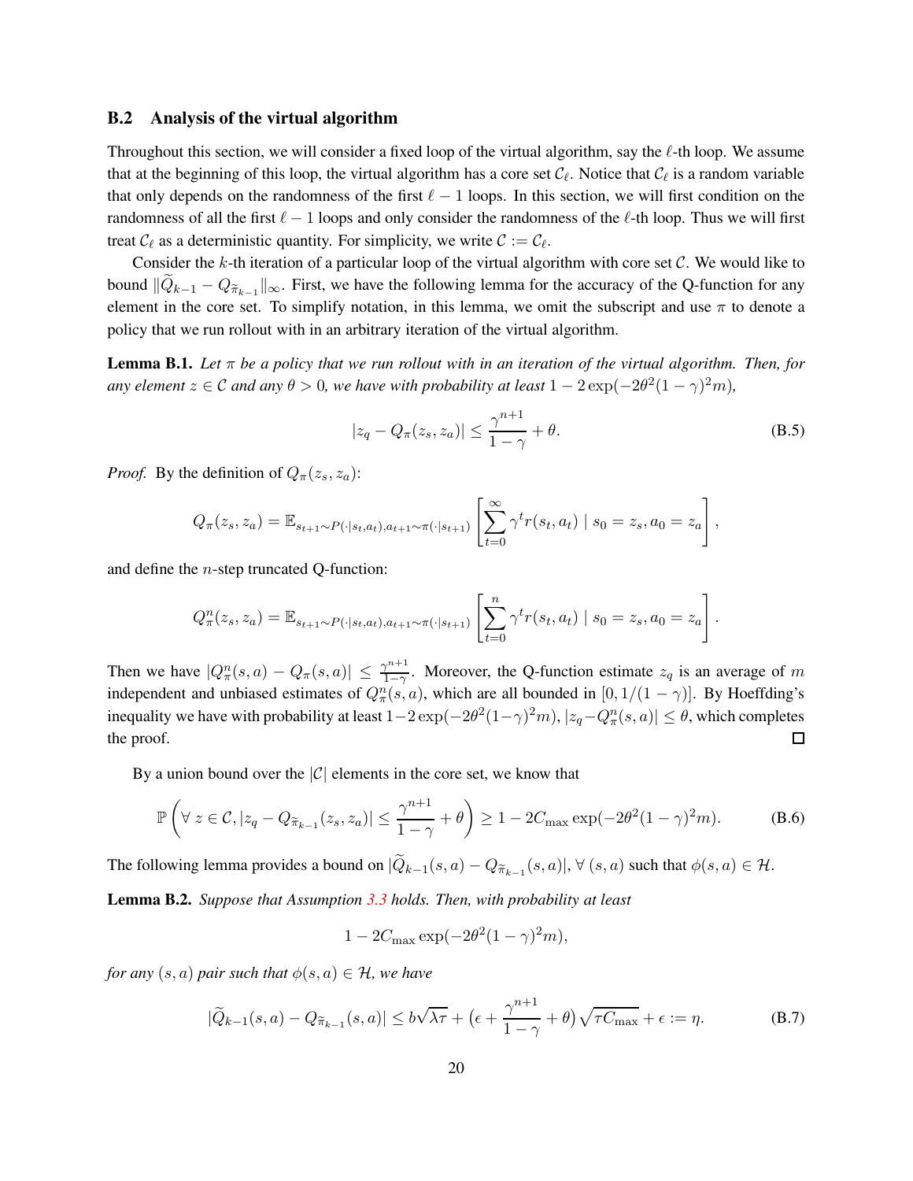### B.2 Analysis of the virtual algorithm

Throughout this section, we will consider a fixed loop of the virtual algorithm, say the $\ell$-th loop. We assume that at the beginning of this loop, the virtual algorithm has a core set $\mathcal{C}_\ell$. Notice that $\mathcal{C}_\ell$ is a random variable that only depends on the randomness of the first $\ell - 1$ loops. In this section, we will first condition on the randomness of all the first $\ell - 1$ loops and only consider the randomness of the $\ell$-th loop. Thus we will first treat $\mathcal{C}_\ell$ as a deterministic quantity. For simplicity, we write $\mathcal{C} := \mathcal{C}_\ell$.

Consider the $k$-th iteration of a particular loop of the virtual algorithm with core set $\mathcal{C}$. We would like to bound $\|\widetilde{Q}_{k-1} - Q_{\widetilde{\pi}_{k-1}}\|_\infty$. First, we have the following lemma for the accuracy of the Q-function for any element in the core set. To simplify notation, in this lemma, we omit the subscript and use $\pi$ to denote a policy that we run rollout with in an arbitrary iteration of the virtual algorithm.

**Lemma B.1.** *Let $\pi$ be a policy that we run rollout with in an iteration of the virtual algorithm. Then, for any element $z \in \mathcal{C}$ and any $\theta > 0$, we have with probability at least $1 - 2\exp(-2\theta^2(1-\gamma)^2 m)$,*

$$|z_q - Q_\pi(z_s, z_a)| \leq \frac{\gamma^{n+1}}{1-\gamma} + \theta. \tag{B.5}$$

*Proof.* By the definition of $Q_\pi(z_s, z_a)$:

$$Q_\pi(z_s, z_a) = \mathbb{E}_{s_{t+1}\sim P(\cdot|s_t,a_t), a_{t+1}\sim\pi(\cdot|s_{t+1})}\left[\sum_{t=0}^{\infty} \gamma^t r(s_t, a_t) \mid s_0 = z_s, a_0 = z_a\right],$$

and define the $n$-step truncated Q-function:

$$Q_\pi^n(z_s, z_a) = \mathbb{E}_{s_{t+1}\sim P(\cdot|s_t,a_t), a_{t+1}\sim\pi(\cdot|s_{t+1})}\left[\sum_{t=0}^{n} \gamma^t r(s_t, a_t) \mid s_0 = z_s, a_0 = z_a\right].$$

Then we have $|Q_\pi^n(s,a) - Q_\pi(s,a)| \leq \frac{\gamma^{n+1}}{1-\gamma}$. Moreover, the Q-function estimate $z_q$ is an average of $m$ independent and unbiased estimates of $Q_\pi^n(s,a)$, which are all bounded in $[0, 1/(1-\gamma)]$. By Hoeffding's inequality we have with probability at least $1 - 2\exp(-2\theta^2(1-\gamma)^2 m)$, $|z_q - Q_\pi^n(s,a)| \leq \theta$, which completes the proof. $\square$

By a union bound over the $|\mathcal{C}|$ elements in the core set, we know that

$$\mathbb{P}\left(\forall\, z \in \mathcal{C}, |z_q - Q_{\widetilde{\pi}_{k-1}}(z_s, z_a)| \leq \frac{\gamma^{n+1}}{1-\gamma} + \theta\right) \geq 1 - 2C_{\max}\exp(-2\theta^2(1-\gamma)^2 m). \tag{B.6}$$

The following lemma provides a bound on $|\widetilde{Q}_{k-1}(s,a) - Q_{\widetilde{\pi}_{k-1}}(s,a)|, \forall\,(s,a)$ such that $\phi(s,a) \in \mathcal{H}$.

**Lemma B.2.** *Suppose that Assumption 3.3 holds. Then, with probability at least*

$$1 - 2C_{\max}\exp(-2\theta^2(1-\gamma)^2 m),$$

*for any $(s,a)$ pair such that $\phi(s,a) \in \mathcal{H}$, we have*

$$|\widetilde{Q}_{k-1}(s,a) - Q_{\widetilde{\pi}_{k-1}}(s,a)| \leq b\sqrt{\lambda\tau} + \left(\epsilon + \frac{\gamma^{n+1}}{1-\gamma} + \theta\right)\sqrt{\tau C_{\max}} + \epsilon := \eta. \tag{B.7}$$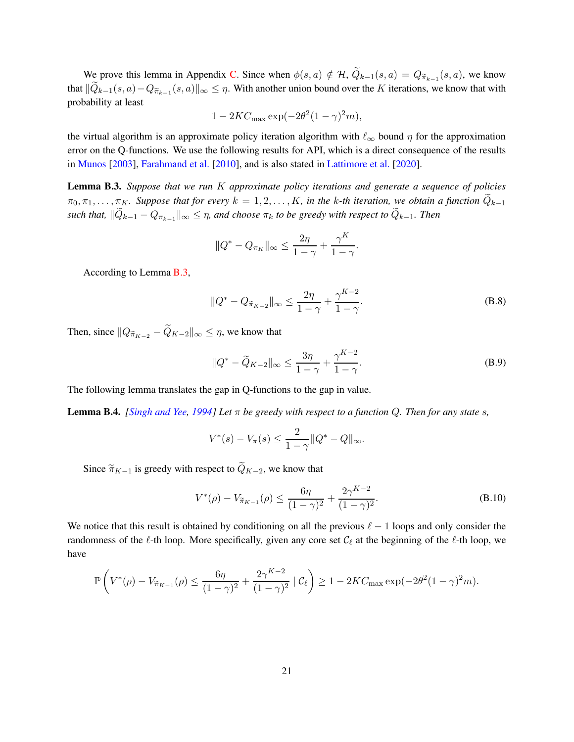We prove this lemma in Appendix C. Since when $\phi(s,a) \notin \mathcal{H}$, $\widetilde{Q}_{k-1}(s,a) = Q_{\widetilde{\pi}_{k-1}}(s,a)$, we know that $\|\widetilde{Q}_{k-1}(s,a) - Q_{\widetilde{\pi}_{k-1}}(s,a)\|_\infty \le \eta$. With another union bound over the $K$ iterations, we know that with probability at least

$$1 - 2KC_{\max}\exp(-2\theta^2(1-\gamma)^2 m),$$

the virtual algorithm is an approximate policy iteration algorithm with $\ell_\infty$ bound $\eta$ for the approximation error on the Q-functions. We use the following results for API, which is a direct consequence of the results in Munos [2003], Farahmand et al. [2010], and is also stated in Lattimore et al. [2020].

**Lemma B.3.** *Suppose that we run $K$ approximate policy iterations and generate a sequence of policies $\pi_0, \pi_1, \ldots, \pi_K$. Suppose that for every $k = 1, 2, \ldots, K$, in the $k$-th iteration, we obtain a function $\widetilde{Q}_{k-1}$ such that, $\|\widetilde{Q}_{k-1} - Q_{\pi_{k-1}}\|_\infty \le \eta$, and choose $\pi_k$ to be greedy with respect to $\widetilde{Q}_{k-1}$. Then*

$$\|Q^* - Q_{\pi_K}\|_\infty \le \frac{2\eta}{1-\gamma} + \frac{\gamma^K}{1-\gamma}.$$

According to Lemma B.3,

$$\|Q^* - Q_{\widetilde{\pi}_{K-2}}\|_\infty \le \frac{2\eta}{1-\gamma} + \frac{\gamma^{K-2}}{1-\gamma}. \tag{B.8}$$

Then, since $\|Q_{\widetilde{\pi}_{K-2}} - \widetilde{Q}_{K-2}\|_\infty \le \eta$, we know that

$$\|Q^* - \widetilde{Q}_{K-2}\|_\infty \le \frac{3\eta}{1-\gamma} + \frac{\gamma^{K-2}}{1-\gamma}. \tag{B.9}$$

The following lemma translates the gap in Q-functions to the gap in value.

**Lemma B.4.** *[Singh and Yee, 1994] Let $\pi$ be greedy with respect to a function $Q$. Then for any state $s$,*

$$V^*(s) - V_\pi(s) \le \frac{2}{1-\gamma}\|Q^* - Q\|_\infty.$$

Since $\widetilde{\pi}_{K-1}$ is greedy with respect to $\widetilde{Q}_{K-2}$, we know that

$$V^*(\rho) - V_{\widetilde{\pi}_{K-1}}(\rho) \le \frac{6\eta}{(1-\gamma)^2} + \frac{2\gamma^{K-2}}{(1-\gamma)^2}. \tag{B.10}$$

We notice that this result is obtained by conditioning on all the previous $\ell - 1$ loops and only consider the randomness of the $\ell$-th loop. More specifically, given any core set $\mathcal{C}_\ell$ at the beginning of the $\ell$-th loop, we have

$$\mathbb{P}\left(V^*(\rho) - V_{\widetilde{\pi}_{K-1}}(\rho) \le \frac{6\eta}{(1-\gamma)^2} + \frac{2\gamma^{K-2}}{(1-\gamma)^2} \mid \mathcal{C}_\ell\right) \ge 1 - 2KC_{\max}\exp(-2\theta^2(1-\gamma)^2 m).$$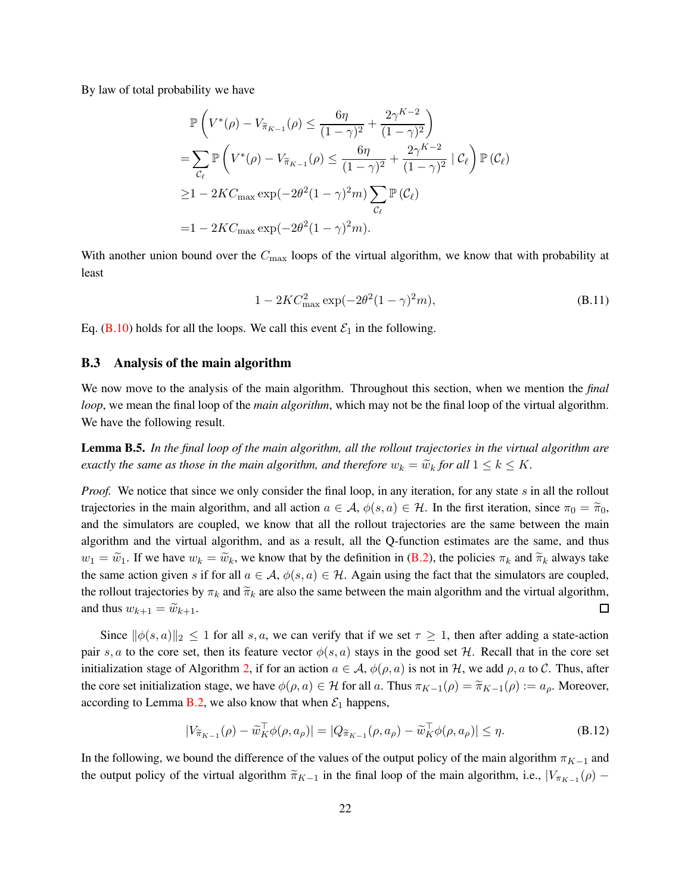By law of total probability we have

$$
\begin{aligned}
&\mathbb{P}\left(V^*(\rho) - V_{\widetilde{\pi}_{K-1}}(\rho) \leq \frac{6\eta}{(1-\gamma)^2} + \frac{2\gamma^{K-2}}{(1-\gamma)^2}\right) \\
=&\sum_{\mathcal{C}_\ell} \mathbb{P}\left(V^*(\rho) - V_{\widetilde{\pi}_{K-1}}(\rho) \leq \frac{6\eta}{(1-\gamma)^2} + \frac{2\gamma^{K-2}}{(1-\gamma)^2} \mid \mathcal{C}_\ell\right) \mathbb{P}\left(\mathcal{C}_\ell\right) \\
\geq& 1 - 2KC_{\max} \exp(-2\theta^2(1-\gamma)^2 m) \sum_{\mathcal{C}_\ell} \mathbb{P}\left(\mathcal{C}_\ell\right) \\
=& 1 - 2KC_{\max} \exp(-2\theta^2(1-\gamma)^2 m).
\end{aligned}
$$

With another union bound over the $C_{\max}$ loops of the virtual algorithm, we know that with probability at least

$$
1 - 2KC_{\max}^2 \exp(-2\theta^2(1-\gamma)^2 m), \tag{B.11}
$$

Eq. (B.10) holds for all the loops. We call this event $\mathcal{E}_1$ in the following.

### B.3 Analysis of the main algorithm

We now move to the analysis of the main algorithm. Throughout this section, when we mention the *final loop*, we mean the final loop of the *main algorithm*, which may not be the final loop of the virtual algorithm. We have the following result.

**Lemma B.5.** *In the final loop of the main algorithm, all the rollout trajectories in the virtual algorithm are exactly the same as those in the main algorithm, and therefore $w_k = \widetilde{w}_k$ for all $1 \leq k \leq K$.*

*Proof.* We notice that since we only consider the final loop, in any iteration, for any state $s$ in all the rollout trajectories in the main algorithm, and all action $a \in \mathcal{A}$, $\phi(s, a) \in \mathcal{H}$. In the first iteration, since $\pi_0 = \widetilde{\pi}_0$, and the simulators are coupled, we know that all the rollout trajectories are the same between the main algorithm and the virtual algorithm, and as a result, all the Q-function estimates are the same, and thus $w_1 = \widetilde{w}_1$. If we have $w_k = \widetilde{w}_k$, we know that by the definition in (B.2), the policies $\pi_k$ and $\widetilde{\pi}_k$ always take the same action given $s$ if for all $a \in \mathcal{A}$, $\phi(s, a) \in \mathcal{H}$. Again using the fact that the simulators are coupled, the rollout trajectories by $\pi_k$ and $\widetilde{\pi}_k$ are also the same between the main algorithm and the virtual algorithm, and thus $w_{k+1} = \widetilde{w}_{k+1}$. ◻

Since $\|\phi(s, a)\|_2 \leq 1$ for all $s, a$, we can verify that if we set $\tau \geq 1$, then after adding a state-action pair $s, a$ to the core set, then its feature vector $\phi(s, a)$ stays in the good set $\mathcal{H}$. Recall that in the core set initialization stage of Algorithm 2, if for an action $a \in \mathcal{A}$, $\phi(\rho, a)$ is not in $\mathcal{H}$, we add $\rho, a$ to $\mathcal{C}$. Thus, after the core set initialization stage, we have $\phi(\rho, a) \in \mathcal{H}$ for all $a$. Thus $\pi_{K-1}(\rho) = \widetilde{\pi}_{K-1}(\rho) := a_\rho$. Moreover, according to Lemma B.2, we also know that when $\mathcal{E}_1$ happens,

$$
|V_{\widetilde{\pi}_{K-1}}(\rho) - \widetilde{w}_K^\top \phi(\rho, a_\rho)| = |Q_{\widetilde{\pi}_{K-1}}(\rho, a_\rho) - \widetilde{w}_K^\top \phi(\rho, a_\rho)| \leq \eta. \tag{B.12}
$$

In the following, we bound the difference of the values of the output policy of the main algorithm $\pi_{K-1}$ and the output policy of the virtual algorithm $\widetilde{\pi}_{K-1}$ in the final loop of the main algorithm, i.e., $|V_{\pi_{K-1}}(\rho) -$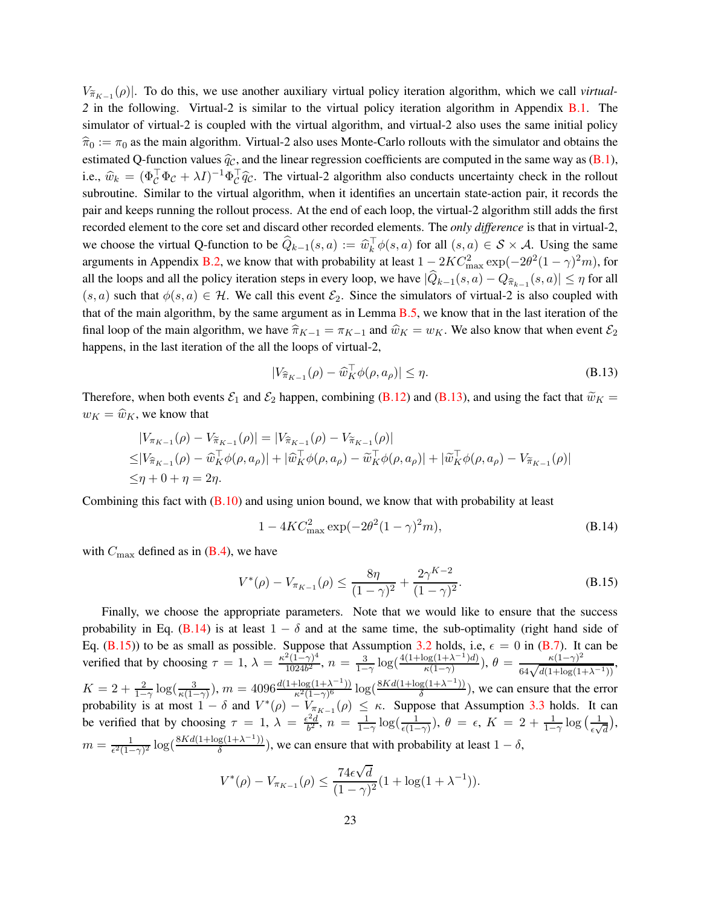$V_{\widetilde{\pi}_{K-1}}(\rho)|$. To do this, we use another auxiliary virtual policy iteration algorithm, which we call *virtual-2* in the following. Virtual-2 is similar to the virtual policy iteration algorithm in Appendix B.1. The simulator of virtual-2 is coupled with the virtual algorithm, and virtual-2 also uses the same initial policy $\widehat{\pi}_0 := \pi_0$ as the main algorithm. Virtual-2 also uses Monte-Carlo rollouts with the simulator and obtains the estimated Q-function values $\widehat{q}_{\mathcal{C}}$, and the linear regression coefficients are computed in the same way as (B.1), i.e., $\widehat{w}_k = (\Phi_{\mathcal{C}}^\top \Phi_{\mathcal{C}} + \lambda I)^{-1} \Phi_{\mathcal{C}}^\top \widehat{q}_{\mathcal{C}}$. The virtual-2 algorithm also conducts uncertainty check in the rollout subroutine. Similar to the virtual algorithm, when it identifies an uncertain state-action pair, it records the pair and keeps running the rollout process. At the end of each loop, the virtual-2 algorithm still adds the first recorded element to the core set and discard other recorded elements. The *only difference* is that in virtual-2, we choose the virtual Q-function to be $\widehat{Q}_{k-1}(s,a) := \widehat{w}_k^\top \phi(s,a)$ for all $(s,a) \in \mathcal{S} \times \mathcal{A}$. Using the same arguments in Appendix B.2, we know that with probability at least $1 - 2KC_{\max}^2 \exp(-2\theta^2(1-\gamma)^2 m)$, for all the loops and all the policy iteration steps in every loop, we have $|\widehat{Q}_{k-1}(s,a) - Q_{\widehat{\pi}_{k-1}}(s,a)| \le \eta$ for all $(s,a)$ such that $\phi(s,a) \in \mathcal{H}$. We call this event $\mathcal{E}_2$. Since the simulators of virtual-2 is also coupled with that of the main algorithm, by the same argument as in Lemma B.5, we know that in the last iteration of the final loop of the main algorithm, we have $\widehat{\pi}_{K-1} = \pi_{K-1}$ and $\widehat{w}_K = w_K$. We also know that when event $\mathcal{E}_2$ happens, in the last iteration of the all the loops of virtual-2,

$$
|V_{\widehat{\pi}_{K-1}}(\rho) - \widehat{w}_K^\top \phi(\rho, a_\rho)| \le \eta. \tag{B.13}
$$

Therefore, when both events $\mathcal{E}_1$ and $\mathcal{E}_2$ happen, combining (B.12) and (B.13), and using the fact that $\widetilde{w}_K = w_K = \widehat{w}_K$, we know that

$$
\begin{aligned}
&|V_{\pi_{K-1}}(\rho) - V_{\widetilde{\pi}_{K-1}}(\rho)| = |V_{\widehat{\pi}_{K-1}}(\rho) - V_{\widetilde{\pi}_{K-1}}(\rho)| \\
\le& |V_{\widehat{\pi}_{K-1}}(\rho) - \widehat{w}_K^\top \phi(\rho, a_\rho)| + |\widehat{w}_K^\top \phi(\rho, a_\rho) - \widetilde{w}_K^\top \phi(\rho, a_\rho)| + |\widetilde{w}_K^\top \phi(\rho, a_\rho) - V_{\widetilde{\pi}_{K-1}}(\rho)| \\
\le& \eta + 0 + \eta = 2\eta.
\end{aligned}
$$

Combining this fact with (B.10) and using union bound, we know that with probability at least

$$
1 - 4KC_{\max}^2 \exp(-2\theta^2(1-\gamma)^2 m), \tag{B.14}
$$

with $C_{\max}$ defined as in (B.4), we have

$$
V^*(\rho) - V_{\pi_{K-1}}(\rho) \le \frac{8\eta}{(1-\gamma)^2} + \frac{2\gamma^{K-2}}{(1-\gamma)^2}. \tag{B.15}
$$

Finally, we choose the appropriate parameters. Note that we would like to ensure that the success probability in Eq. (B.14) is at least $1-\delta$ and at the same time, the sub-optimality (right hand side of Eq. (B.15)) to be as small as possible. Suppose that Assumption 3.2 holds, i.e, $\epsilon = 0$ in (B.7). It can be verified that by choosing $\tau = 1$, $\lambda = \frac{\kappa^2(1-\gamma)^4}{1024 b^2}$, $n = \frac{3}{1-\gamma}\log(\frac{4(1+\log(1+\lambda^{-1})d)}{\kappa(1-\gamma)})$, $\theta = \frac{\kappa(1-\gamma)^2}{64\sqrt{d(1+\log(1+\lambda^{-1}))}}$, $K = 2 + \frac{2}{1-\gamma}\log(\frac{3}{\kappa(1-\gamma)})$, $m = 4096\frac{d(1+\log(1+\lambda^{-1}))}{\kappa^2(1-\gamma)^6}\log(\frac{8Kd(1+\log(1+\lambda^{-1}))}{\delta})$, we can ensure that the error probability is at most $1-\delta$ and $V^*(\rho) - V_{\pi_{K-1}}(\rho) \le \kappa$. Suppose that Assumption 3.3 holds. It can be verified that by choosing $\tau = 1$, $\lambda = \frac{\epsilon^2 d}{b^2}$, $n = \frac{1}{1-\gamma}\log(\frac{1}{\epsilon(1-\gamma)})$, $\theta = \epsilon$, $K = 2 + \frac{1}{1-\gamma}\log\left(\frac{1}{\epsilon\sqrt{d}}\right)$, $m = \frac{1}{\epsilon^2(1-\gamma)^2}\log(\frac{8Kd(1+\log(1+\lambda^{-1}))}{\delta})$, we can ensure that with probability at least $1-\delta$,

$$
V^*(\rho) - V_{\pi_{K-1}}(\rho) \le \frac{74\epsilon\sqrt{d}}{(1-\gamma)^2}(1 + \log(1+\lambda^{-1})).
$$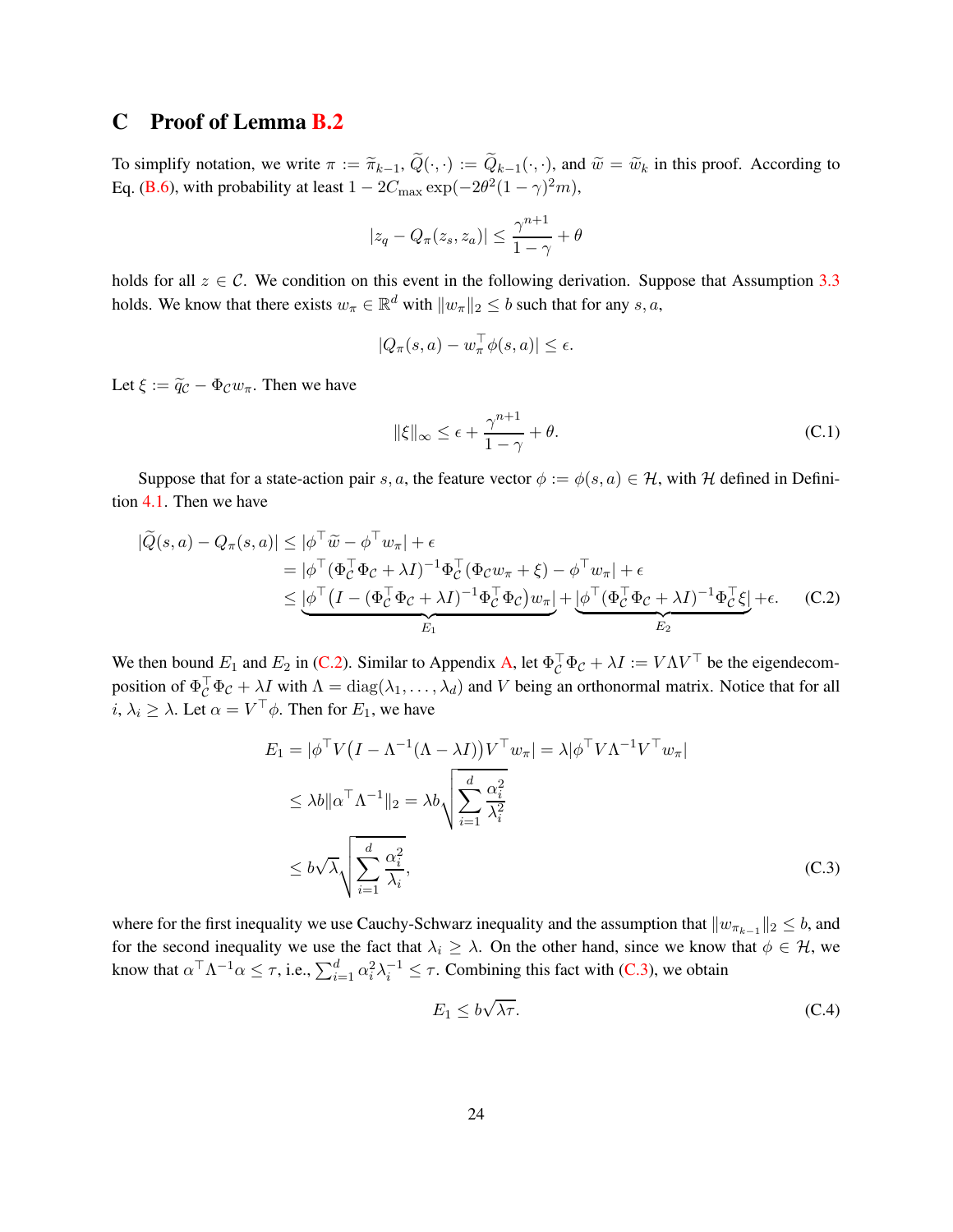# C Proof of Lemma B.2

To simplify notation, we write $\pi := \widetilde{\pi}_{k-1}$, $\widetilde{Q}(\cdot,\cdot) := \widetilde{Q}_{k-1}(\cdot,\cdot)$, and $\widetilde{w} = \widetilde{w}_k$ in this proof. According to Eq. (B.6), with probability at least $1 - 2C_{\max}\exp(-2\theta^2(1-\gamma)^2 m)$,

$$
|z_q - Q_\pi(z_s, z_a)| \le \frac{\gamma^{n+1}}{1-\gamma} + \theta
$$

holds for all $z \in \mathcal{C}$. We condition on this event in the following derivation. Suppose that Assumption 3.3 holds. We know that there exists $w_\pi \in \mathbb{R}^d$ with $\|w_\pi\|_2 \le b$ such that for any $s, a$,

$$
|Q_\pi(s,a) - w_\pi^\top \phi(s,a)| \le \epsilon.
$$

Let $\xi := \widetilde{q}_{\mathcal{C}} - \Phi_{\mathcal{C}} w_\pi$. Then we have

$$
\|\xi\|_\infty \le \epsilon + \frac{\gamma^{n+1}}{1-\gamma} + \theta. \tag{C.1}
$$

Suppose that for a state-action pair $s, a$, the feature vector $\phi := \phi(s,a) \in \mathcal{H}$, with $\mathcal{H}$ defined in Definition 4.1. Then we have

$$
\begin{aligned}
|\widetilde{Q}(s,a) - Q_\pi(s,a)| &\le |\phi^\top \widetilde{w} - \phi^\top w_\pi| + \epsilon \\
&= |\phi^\top (\Phi_{\mathcal{C}}^\top \Phi_{\mathcal{C}} + \lambda I)^{-1} \Phi_{\mathcal{C}}^\top (\Phi_{\mathcal{C}} w_\pi + \xi) - \phi^\top w_\pi| + \epsilon \\
&\le \underbrace{|\phi^\top \big(I - (\Phi_{\mathcal{C}}^\top \Phi_{\mathcal{C}} + \lambda I)^{-1} \Phi_{\mathcal{C}}^\top \Phi_{\mathcal{C}}\big) w_\pi|}_{E_1} + \underbrace{|\phi^\top (\Phi_{\mathcal{C}}^\top \Phi_{\mathcal{C}} + \lambda I)^{-1} \Phi_{\mathcal{C}}^\top \xi|}_{E_2} + \epsilon.
\end{aligned} \tag{C.2}
$$

We then bound $E_1$ and $E_2$ in (C.2). Similar to Appendix A, let $\Phi_{\mathcal{C}}^\top \Phi_{\mathcal{C}} + \lambda I := V \Lambda V^\top$ be the eigendecomposition of $\Phi_{\mathcal{C}}^\top \Phi_{\mathcal{C}} + \lambda I$ with $\Lambda = \operatorname{diag}(\lambda_1, \ldots, \lambda_d)$ and $V$ being an orthonormal matrix. Notice that for all $i$, $\lambda_i \ge \lambda$. Let $\alpha = V^\top \phi$. Then for $E_1$, we have

$$
\begin{aligned}
E_1 &= |\phi^\top V \big(I - \Lambda^{-1}(\Lambda - \lambda I)\big) V^\top w_\pi| = \lambda |\phi^\top V \Lambda^{-1} V^\top w_\pi| \\
&\le \lambda b \|\alpha^\top \Lambda^{-1}\|_2 = \lambda b \sqrt{\sum_{i=1}^d \frac{\alpha_i^2}{\lambda_i^2}} \\
&\le b\sqrt{\lambda} \sqrt{\sum_{i=1}^d \frac{\alpha_i^2}{\lambda_i}},
\end{aligned} \tag{C.3}
$$

where for the first inequality we use Cauchy-Schwarz inequality and the assumption that $\|w_{\pi_{k-1}}\|_2 \le b$, and for the second inequality we use the fact that $\lambda_i \ge \lambda$. On the other hand, since we know that $\phi \in \mathcal{H}$, we know that $\alpha^\top \Lambda^{-1} \alpha \le \tau$, i.e., $\sum_{i=1}^d \alpha_i^2 \lambda_i^{-1} \le \tau$. Combining this fact with (C.3), we obtain

$$
E_1 \le b\sqrt{\lambda \tau}. \tag{C.4}
$$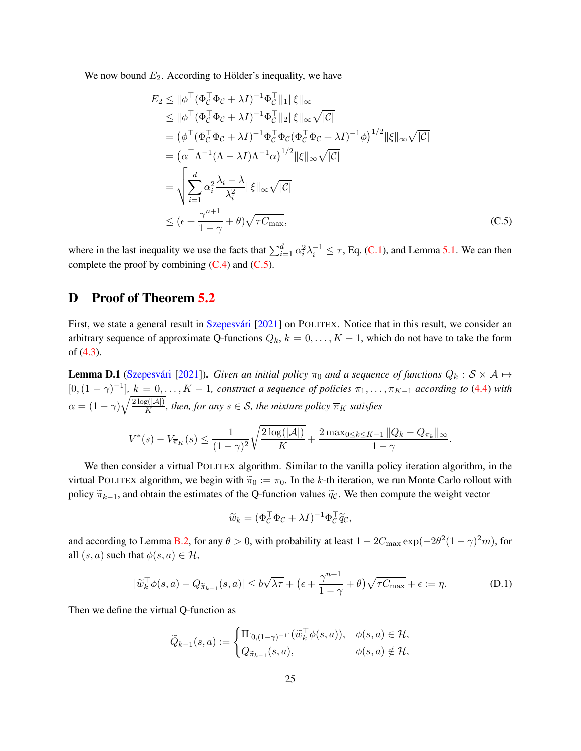We now bound $E_2$. According to Hölder's inequality, we have

$$
\begin{aligned}
E_2 &\le \|\phi^\top(\Phi_{\mathcal{C}}^\top \Phi_{\mathcal{C}} + \lambda I)^{-1}\Phi_{\mathcal{C}}^\top\|_1 \|\xi\|_\infty \\
&\le \|\phi^\top(\Phi_{\mathcal{C}}^\top \Phi_{\mathcal{C}} + \lambda I)^{-1}\Phi_{\mathcal{C}}^\top\|_2 \|\xi\|_\infty \sqrt{|\mathcal{C}|} \\
&= \big(\phi^\top(\Phi_{\mathcal{C}}^\top \Phi_{\mathcal{C}} + \lambda I)^{-1}\Phi_{\mathcal{C}}^\top \Phi_{\mathcal{C}}(\Phi_{\mathcal{C}}^\top \Phi_{\mathcal{C}} + \lambda I)^{-1}\phi\big)^{1/2} \|\xi\|_\infty \sqrt{|\mathcal{C}|} \\
&= \big(\alpha^\top \Lambda^{-1}(\Lambda - \lambda I)\Lambda^{-1}\alpha\big)^{1/2} \|\xi\|_\infty \sqrt{|\mathcal{C}|} \\
&= \sqrt{\sum_{i=1}^d \alpha_i^2 \frac{\lambda_i - \lambda}{\lambda_i^2}} \|\xi\|_\infty \sqrt{|\mathcal{C}|} \\
&\le (\epsilon + \frac{\gamma^{n+1}}{1-\gamma} + \theta)\sqrt{\tau C_{\max}},
\end{aligned} \tag{C.5}
$$

where in the last inequality we use the facts that $\sum_{i=1}^d \alpha_i^2 \lambda_i^{-1} \le \tau$, Eq. (C.1), and Lemma 5.1. We can then complete the proof by combining (C.4) and (C.5).

# D Proof of Theorem 5.2

First, we state a general result in Szepesvári [2021] on POLITEX. Notice that in this result, we consider an arbitrary sequence of approximate Q-functions $Q_k$, $k = 0, \dots, K-1$, which do not have to take the form of (4.3).

**Lemma D.1** (Szepesvári [2021]). *Given an initial policy $\pi_0$ and a sequence of functions $Q_k : \mathcal{S} \times \mathcal{A} \mapsto [0, (1-\gamma)^{-1}]$, $k = 0, \dots, K-1$, construct a sequence of policies $\pi_1, \dots, \pi_{K-1}$ according to (4.4) with $\alpha = (1-\gamma)\sqrt{\frac{2\log(|\mathcal{A}|)}{K}}$, then, for any $s \in \mathcal{S}$, the mixture policy $\overline{\pi}_K$ satisfies*

$$
V^*(s) - V_{\overline{\pi}_K}(s) \le \frac{1}{(1-\gamma)^2}\sqrt{\frac{2\log(|\mathcal{A}|)}{K}} + \frac{2\max_{0\le k\le K-1}\|Q_k - Q_{\pi_k}\|_\infty}{1-\gamma}.
$$

We then consider a virtual POLITEX algorithm. Similar to the vanilla policy iteration algorithm, in the virtual POLITEX algorithm, we begin with $\widetilde{\pi}_0 := \pi_0$. In the $k$-th iteration, we run Monte Carlo rollout with policy $\widetilde{\pi}_{k-1}$, and obtain the estimates of the Q-function values $\widetilde{q}_{\mathcal{C}}$. We then compute the weight vector

$$
\widetilde{w}_k = (\Phi_{\mathcal{C}}^\top \Phi_{\mathcal{C}} + \lambda I)^{-1}\Phi_{\mathcal{C}}^\top \widetilde{q}_{\mathcal{C}},
$$

and according to Lemma B.2, for any $\theta > 0$, with probability at least $1 - 2C_{\max}\exp(-2\theta^2(1-\gamma)^2 m)$, for all $(s,a)$ such that $\phi(s,a) \in \mathcal{H}$,

$$
|\widetilde{w}_k^\top \phi(s,a) - Q_{\widetilde{\pi}_{k-1}}(s,a)| \le b\sqrt{\lambda\tau} + \big(\epsilon + \frac{\gamma^{n+1}}{1-\gamma} + \theta\big)\sqrt{\tau C_{\max}} + \epsilon := \eta. \tag{D.1}
$$

Then we define the virtual Q-function as

$$
\widetilde{Q}_{k-1}(s,a) := \begin{cases} \Pi_{[0,(1-\gamma)^{-1}]}(\widetilde{w}_k^\top \phi(s,a)), & \phi(s,a) \in \mathcal{H}, \\ Q_{\widetilde{\pi}_{k-1}}(s,a), & \phi(s,a) \notin \mathcal{H}, \end{cases}
$$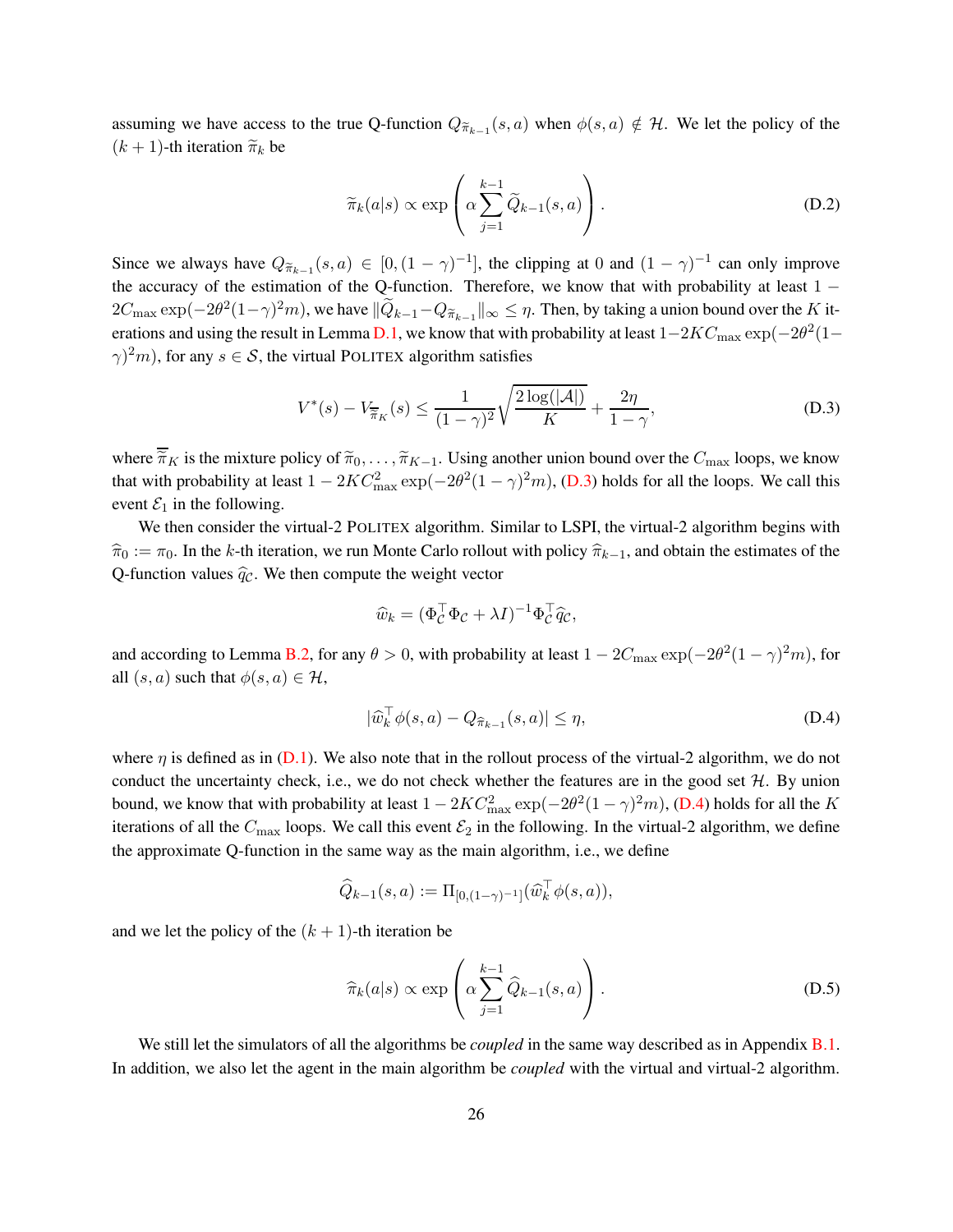assuming we have access to the true Q-function $Q_{\widetilde{\pi}_{k-1}}(s,a)$ when $\phi(s,a) \notin \mathcal{H}$. We let the policy of the $(k+1)$-th iteration $\widetilde{\pi}_k$ be

$$
\widetilde{\pi}_k(a|s) \propto \exp\left(\alpha \sum_{j=1}^{k-1} \widetilde{Q}_{k-1}(s,a)\right). \tag{D.2}
$$

Since we always have $Q_{\widetilde{\pi}_{k-1}}(s,a) \in [0,(1-\gamma)^{-1}]$, the clipping at 0 and $(1-\gamma)^{-1}$ can only improve the accuracy of the estimation of the Q-function. Therefore, we know that with probability at least $1 - 2C_{\max}\exp(-2\theta^2(1-\gamma)^2 m)$, we have $\|\widetilde{Q}_{k-1} - Q_{\widetilde{\pi}_{k-1}}\|_\infty \le \eta$. Then, by taking a union bound over the $K$ iterations and using the result in Lemma D.1, we know that with probability at least $1-2KC_{\max}\exp(-2\theta^2(1-\gamma)^2 m)$, for any $s \in \mathcal{S}$, the virtual POLITEX algorithm satisfies

$$
V^*(s) - V_{\overline{\widetilde{\pi}}_K}(s) \le \frac{1}{(1-\gamma)^2}\sqrt{\frac{2\log(|\mathcal{A}|)}{K}} + \frac{2\eta}{1-\gamma}, \tag{D.3}
$$

where $\overline{\widetilde{\pi}}_K$ is the mixture policy of $\widetilde{\pi}_0, \dots, \widetilde{\pi}_{K-1}$. Using another union bound over the $C_{\max}$ loops, we know that with probability at least $1 - 2KC_{\max}^2\exp(-2\theta^2(1-\gamma)^2 m)$, (D.3) holds for all the loops. We call this event $\mathcal{E}_1$ in the following.

We then consider the virtual-2 POLITEX algorithm. Similar to LSPI, the virtual-2 algorithm begins with $\widehat{\pi}_0 := \pi_0$. In the $k$-th iteration, we run Monte Carlo rollout with policy $\widehat{\pi}_{k-1}$, and obtain the estimates of the Q-function values $\widehat{q}_{\mathcal{C}}$. We then compute the weight vector

$$
\widehat{w}_k = (\Phi_{\mathcal{C}}^\top \Phi_{\mathcal{C}} + \lambda I)^{-1}\Phi_{\mathcal{C}}^\top \widehat{q}_{\mathcal{C}},
$$

and according to Lemma B.2, for any $\theta > 0$, with probability at least $1 - 2C_{\max}\exp(-2\theta^2(1-\gamma)^2 m)$, for all $(s,a)$ such that $\phi(s,a) \in \mathcal{H}$,

$$
|\widehat{w}_k^\top \phi(s,a) - Q_{\widehat{\pi}_{k-1}}(s,a)| \le \eta, \tag{D.4}
$$

where $\eta$ is defined as in (D.1). We also note that in the rollout process of the virtual-2 algorithm, we do not conduct the uncertainty check, i.e., we do not check whether the features are in the good set $\mathcal{H}$. By union bound, we know that with probability at least $1 - 2KC_{\max}^2\exp(-2\theta^2(1-\gamma)^2 m)$, (D.4) holds for all the $K$ iterations of all the $C_{\max}$ loops. We call this event $\mathcal{E}_2$ in the following. In the virtual-2 algorithm, we define the approximate Q-function in the same way as the main algorithm, i.e., we define

$$
\widehat{Q}_{k-1}(s,a) := \Pi_{[0,(1-\gamma)^{-1}]}(\widehat{w}_k^\top \phi(s,a)),
$$

and we let the policy of the $(k+1)$-th iteration be

$$
\widehat{\pi}_k(a|s) \propto \exp\left(\alpha \sum_{j=1}^{k-1} \widehat{Q}_{k-1}(s,a)\right). \tag{D.5}
$$

We still let the simulators of all the algorithms be *coupled* in the same way described as in Appendix B.1. In addition, we also let the agent in the main algorithm be *coupled* with the virtual and virtual-2 algorithm.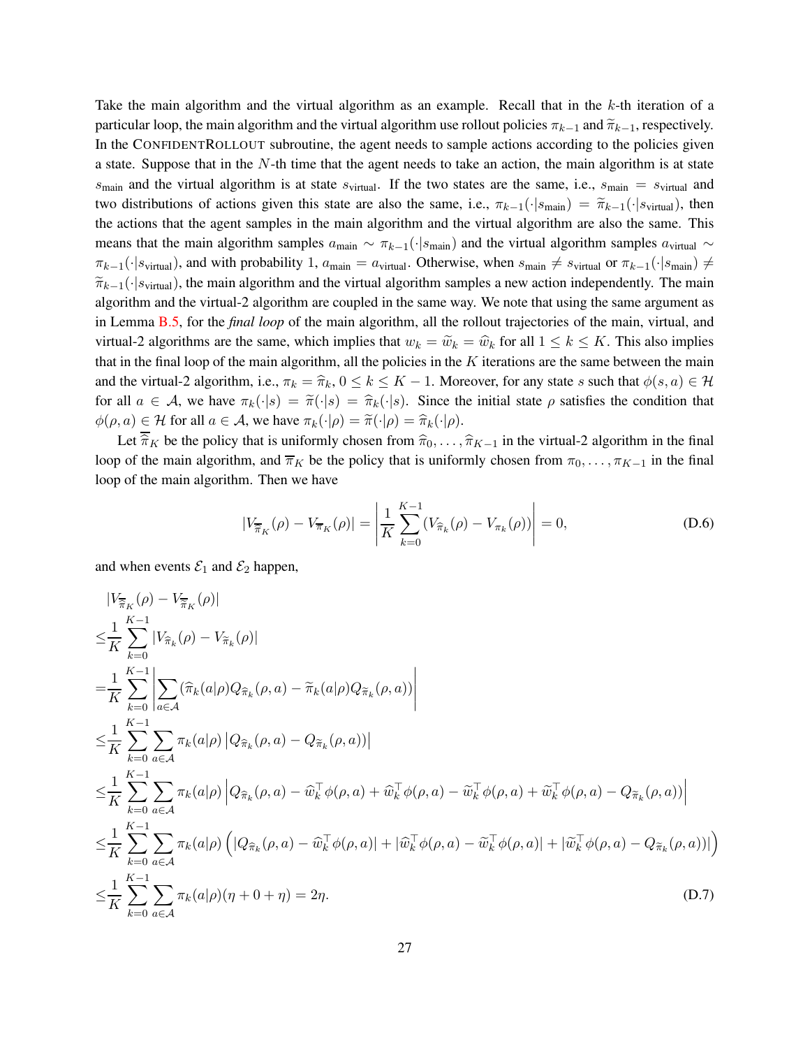Take the main algorithm and the virtual algorithm as an example. Recall that in the $k$-th iteration of a particular loop, the main algorithm and the virtual algorithm use rollout policies $\pi_{k-1}$ and $\widetilde{\pi}_{k-1}$, respectively. In the CONFIDENTROLLOUT subroutine, the agent needs to sample actions according to the policies given a state. Suppose that in the $N$-th time that the agent needs to take an action, the main algorithm is at state $s_{\text{main}}$ and the virtual algorithm is at state $s_{\text{virtual}}$. If the two states are the same, i.e., $s_{\text{main}} = s_{\text{virtual}}$ and two distributions of actions given this state are also the same, i.e., $\pi_{k-1}(\cdot|s_{\text{main}}) = \widetilde{\pi}_{k-1}(\cdot|s_{\text{virtual}})$, then the actions that the agent samples in the main algorithm and the virtual algorithm are also the same. This means that the main algorithm samples $a_{\text{main}} \sim \pi_{k-1}(\cdot|s_{\text{main}})$ and the virtual algorithm samples $a_{\text{virtual}} \sim \pi_{k-1}(\cdot|s_{\text{virtual}})$, and with probability 1, $a_{\text{main}} = a_{\text{virtual}}$. Otherwise, when $s_{\text{main}} \neq s_{\text{virtual}}$ or $\pi_{k-1}(\cdot|s_{\text{main}}) \neq \widetilde{\pi}_{k-1}(\cdot|s_{\text{virtual}})$, the main algorithm and the virtual algorithm samples a new action independently. The main algorithm and the virtual-2 algorithm are coupled in the same way. We note that using the same argument as in Lemma B.5, for the *final loop* of the main algorithm, all the rollout trajectories of the main, virtual, and virtual-2 algorithms are the same, which implies that $w_k = \widetilde{w}_k = \widehat{w}_k$ for all $1 \le k \le K$. This also implies that in the final loop of the main algorithm, all the policies in the $K$ iterations are the same between the main and the virtual-2 algorithm, i.e., $\pi_k = \widehat{\pi}_k$, $0 \le k \le K-1$. Moreover, for any state $s$ such that $\phi(s,a) \in \mathcal{H}$ for all $a \in \mathcal{A}$, we have $\pi_k(\cdot|s) = \widetilde{\pi}(\cdot|s) = \widehat{\pi}_k(\cdot|s)$. Since the initial state $\rho$ satisfies the condition that $\phi(\rho,a) \in \mathcal{H}$ for all $a \in \mathcal{A}$, we have $\pi_k(\cdot|\rho) = \widetilde{\pi}(\cdot|\rho) = \widehat{\pi}_k(\cdot|\rho)$.

Let $\overline{\widehat{\pi}}_K$ be the policy that is uniformly chosen from $\widehat{\pi}_0, \ldots, \widehat{\pi}_{K-1}$ in the virtual-2 algorithm in the final loop of the main algorithm, and $\overline{\pi}_K$ be the policy that is uniformly chosen from $\pi_0, \ldots, \pi_{K-1}$ in the final loop of the main algorithm. Then we have

$$
|V_{\overline{\widehat{\pi}}_K}(\rho) - V_{\overline{\pi}_K}(\rho)| = \left| \frac{1}{K} \sum_{k=0}^{K-1} (V_{\widehat{\pi}_k}(\rho) - V_{\pi_k}(\rho)) \right| = 0, \tag{D.6}
$$

and when events $\mathcal{E}_1$ and $\mathcal{E}_2$ happen,

$$
\begin{aligned}
&|V_{\overline{\widehat{\pi}}_K}(\rho) - V_{\overline{\widetilde{\pi}}_K}(\rho)| \\
\le& \frac{1}{K} \sum_{k=0}^{K-1} |V_{\widehat{\pi}_k}(\rho) - V_{\widetilde{\pi}_k}(\rho)| \\
=& \frac{1}{K} \sum_{k=0}^{K-1} \left| \sum_{a \in \mathcal{A}} (\widehat{\pi}_k(a|\rho) Q_{\widehat{\pi}_k}(\rho,a) - \widetilde{\pi}_k(a|\rho) Q_{\widetilde{\pi}_k}(\rho,a)) \right| \\
\le& \frac{1}{K} \sum_{k=0}^{K-1} \sum_{a \in \mathcal{A}} \pi_k(a|\rho) \left| Q_{\widehat{\pi}_k}(\rho,a) - Q_{\widetilde{\pi}_k}(\rho,a)) \right| \\
\le& \frac{1}{K} \sum_{k=0}^{K-1} \sum_{a \in \mathcal{A}} \pi_k(a|\rho) \left| Q_{\widehat{\pi}_k}(\rho,a) - \widehat{w}_k^\top \phi(\rho,a) + \widehat{w}_k^\top \phi(\rho,a) - \widetilde{w}_k^\top \phi(\rho,a) + \widetilde{w}_k^\top \phi(\rho,a) - Q_{\widetilde{\pi}_k}(\rho,a)) \right| \\
\le& \frac{1}{K} \sum_{k=0}^{K-1} \sum_{a \in \mathcal{A}} \pi_k(a|\rho) \left( |Q_{\widehat{\pi}_k}(\rho,a) - \widehat{w}_k^\top \phi(\rho,a)| + |\widehat{w}_k^\top \phi(\rho,a) - \widetilde{w}_k^\top \phi(\rho,a)| + |\widetilde{w}_k^\top \phi(\rho,a) - Q_{\widetilde{\pi}_k}(\rho,a))| \right) \\
\le& \frac{1}{K} \sum_{k=0}^{K-1} \sum_{a \in \mathcal{A}} \pi_k(a|\rho)(\eta + 0 + \eta) = 2\eta.
\end{aligned} \tag{D.7}
$$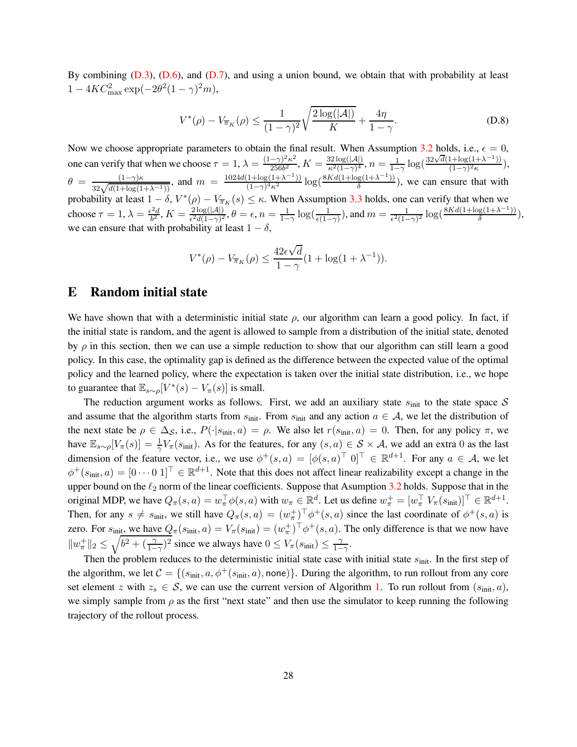By combining (D.3), (D.6), and (D.7), and using a union bound, we obtain that with probability at least $1 - 4KC_{\max}^2 \exp(-2\theta^2(1-\gamma)^2 m)$,

$$V^*(\rho) - V_{\overline{\pi}_K}(\rho) \leq \frac{1}{(1-\gamma)^2}\sqrt{\frac{2\log(|\mathcal{A}|)}{K}} + \frac{4\eta}{1-\gamma}. \tag{D.8}$$

Now we choose appropriate parameters to obtain the final result. When Assumption 3.2 holds, i.e., $\epsilon = 0$, one can verify that when we choose $\tau = 1$, $\lambda = \frac{(1-\gamma)^2\kappa^2}{256b^2}$, $K = \frac{32\log(|\mathcal{A}|)}{\kappa^2(1-\gamma)^4}$, $n = \frac{1}{1-\gamma}\log(\frac{32\sqrt{d}(1+\log(1+\lambda^{-1}))}{(1-\gamma)^2\kappa})$, $\theta = \frac{(1-\gamma)\kappa}{32\sqrt{d(1+\log(1+\lambda^{-1}))}}$, and $m = \frac{1024d(1+\log(1+\lambda^{-1}))}{(1-\gamma)^4\kappa^2}\log(\frac{8Kd(1+\log(1+\lambda^{-1}))}{\delta})$, we can ensure that with probability at least $1-\delta$, $V^*(\rho) - V_{\overline{\pi}_K}(s) \leq \kappa$. When Assumption 3.3 holds, one can verify that when we choose $\tau = 1$, $\lambda = \frac{\epsilon^2 d}{b^2}$, $K = \frac{2\log(|\mathcal{A}|)}{\epsilon^2 d(1-\gamma)^2}$, $\theta = \epsilon$, $n = \frac{1}{1-\gamma}\log(\frac{1}{\epsilon(1-\gamma)})$, and $m = \frac{1}{\epsilon^2(1-\gamma)^2}\log(\frac{8Kd(1+\log(1+\lambda^{-1}))}{\delta})$, we can ensure that with probability at least $1-\delta$,

$$V^*(\rho) - V_{\overline{\pi}_K}(\rho) \leq \frac{42\epsilon\sqrt{d}}{1-\gamma}(1+\log(1+\lambda^{-1})).$$

# E Random initial state

We have shown that with a deterministic initial state $\rho$, our algorithm can learn a good policy. In fact, if the initial state is random, and the agent is allowed to sample from a distribution of the initial state, denoted by $\rho$ in this section, then we can use a simple reduction to show that our algorithm can still learn a good policy. In this case, the optimality gap is defined as the difference between the expected value of the optimal policy and the learned policy, where the expectation is taken over the initial state distribution, i.e., we hope to guarantee that $\mathbb{E}_{s\sim\rho}[V^*(s) - V_\pi(s)]$ is small.

The reduction argument works as follows. First, we add an auxiliary state $s_{\text{init}}$ to the state space $\mathcal{S}$ and assume that the algorithm starts from $s_{\text{init}}$. From $s_{\text{init}}$ and any action $a \in \mathcal{A}$, we let the distribution of the next state be $\rho \in \Delta_{\mathcal{S}}$, i.e., $P(\cdot|s_{\text{init}}, a) = \rho$. We also let $r(s_{\text{init}}, a) = 0$. Then, for any policy $\pi$, we have $\mathbb{E}_{s\sim\rho}[V_\pi(s)] = \frac{1}{\gamma}V_\pi(s_{\text{init}})$. As for the features, for any $(s,a) \in \mathcal{S}\times\mathcal{A}$, we add an extra 0 as the last dimension of the feature vector, i.e., we use $\phi^+(s,a) = [\phi(s,a)^\top\ 0]^\top \in \mathbb{R}^{d+1}$. For any $a \in \mathcal{A}$, we let $\phi^+(s_{\text{init}}, a) = [0 \cdots 0\ 1]^\top \in \mathbb{R}^{d+1}$. Note that this does not affect linear realizability except a change in the upper bound on the $\ell_2$ norm of the linear coefficients. Suppose that Asumption 3.2 holds. Suppose that in the original MDP, we have $Q_\pi(s,a) = w_\pi^\top\phi(s,a)$ with $w_\pi \in \mathbb{R}^d$. Let us define $w_\pi^+ = [w_\pi^\top\ V_\pi(s_{\text{init}})]^\top \in \mathbb{R}^{d+1}$. Then, for any $s \neq s_{\text{init}}$, we still have $Q_\pi(s,a) = (w_\pi^+)^\top\phi^+(s,a)$ since the last coordinate of $\phi^+(s,a)$ is zero. For $s_{\text{init}}$, we have $Q_\pi(s_{\text{init}}, a) = V_\pi(s_{\text{init}}) = (w_\pi^+)^\top\phi^+(s,a)$. The only difference is that we now have $\|w_\pi^+\|_2 \leq \sqrt{b^2 + (\frac{\gamma}{1-\gamma})^2}$ since we always have $0 \leq V_\pi(s_{\text{init}}) \leq \frac{\gamma}{1-\gamma}$.

Then the problem reduces to the deterministic initial state case with initial state $s_{\text{init}}$. In the first step of the algorithm, we let $\mathcal{C} = \{(s_{\text{init}}, a, \phi^+(s_{\text{init}}, a), \textsf{none})\}$. During the algorithm, to run rollout from any core set element $z$ with $z_s \in \mathcal{S}$, we can use the current version of Algorithm 1. To run rollout from $(s_{\text{init}}, a)$, we simply sample from $\rho$ as the first "next state" and then use the simulator to keep running the following trajectory of the rollout process.